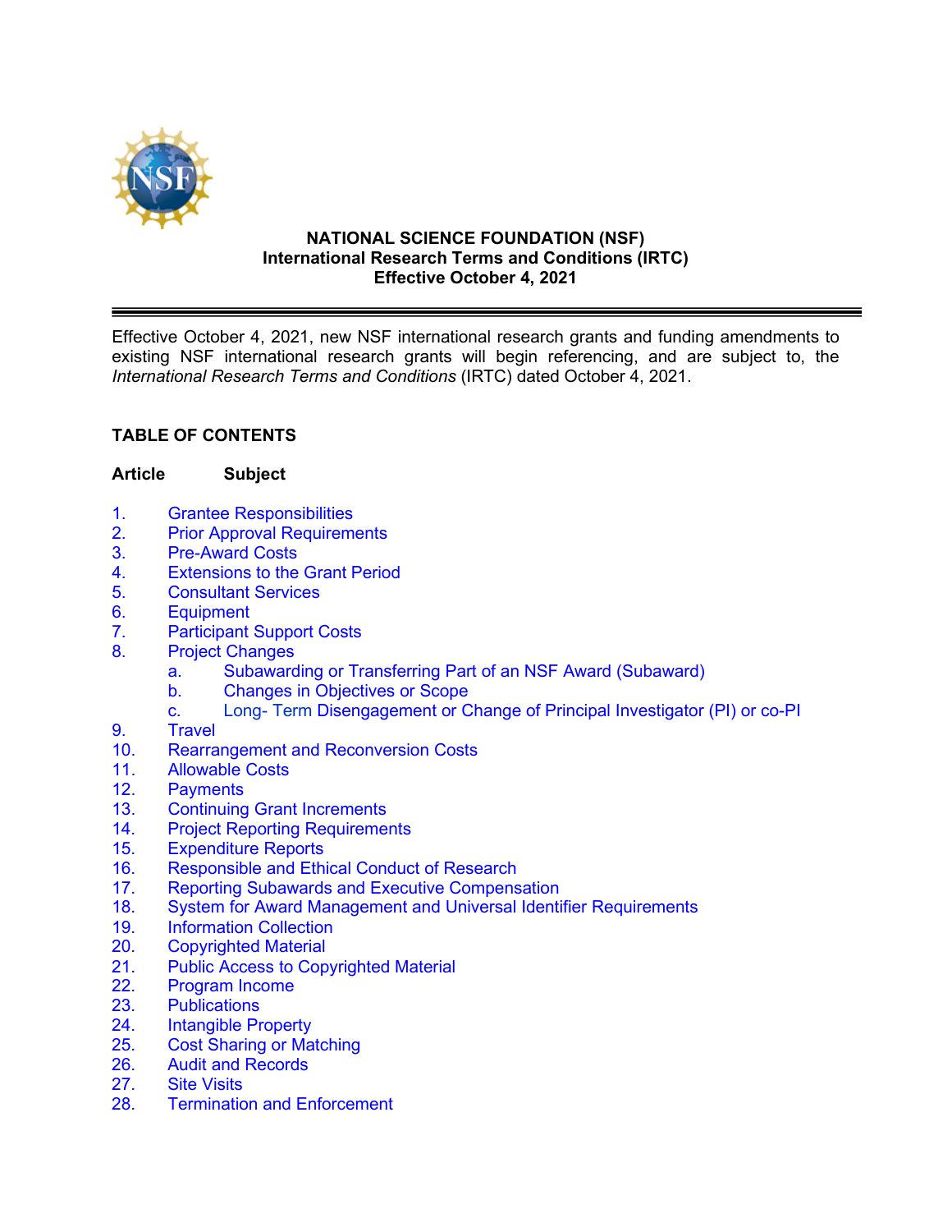# NATIONAL SCIENCE FOUNDATION (NSF)
## International Research Terms and Conditions (IRTC)
## Effective October 4, 2021

---

Effective October 4, 2021, new NSF international research grants and funding amendments to existing NSF international research grants will begin referencing, and are subject to, the *International Research Terms and Conditions* (IRTC) dated October 4, 2021.

**TABLE OF CONTENTS**

| **Article** | **Subject** |
|---|---|
| 1. | Grantee Responsibilities |
| 2. | Prior Approval Requirements |
| 3. | Pre-Award Costs |
| 4. | Extensions to the Grant Period |
| 5. | Consultant Services |
| 6. | Equipment |
| 7. | Participant Support Costs |
| 8. | Project Changes |
| | a. Subawarding or Transferring Part of an NSF Award (Subaward) |
| | b. Changes in Objectives or Scope |
| | c. Long- Term Disengagement or Change of Principal Investigator (PI) or co-PI |
| 9. | Travel |
| 10. | Rearrangement and Reconversion Costs |
| 11. | Allowable Costs |
| 12. | Payments |
| 13. | Continuing Grant Increments |
| 14. | Project Reporting Requirements |
| 15. | Expenditure Reports |
| 16. | Responsible and Ethical Conduct of Research |
| 17. | Reporting Subawards and Executive Compensation |
| 18. | System for Award Management and Universal Identifier Requirements |
| 19. | Information Collection |
| 20. | Copyrighted Material |
| 21. | Public Access to Copyrighted Material |
| 22. | Program Income |
| 23. | Publications |
| 24. | Intangible Property |
| 25. | Cost Sharing or Matching |
| 26. | Audit and Records |
| 27. | Site Visits |
| 28. | Termination and Enforcement |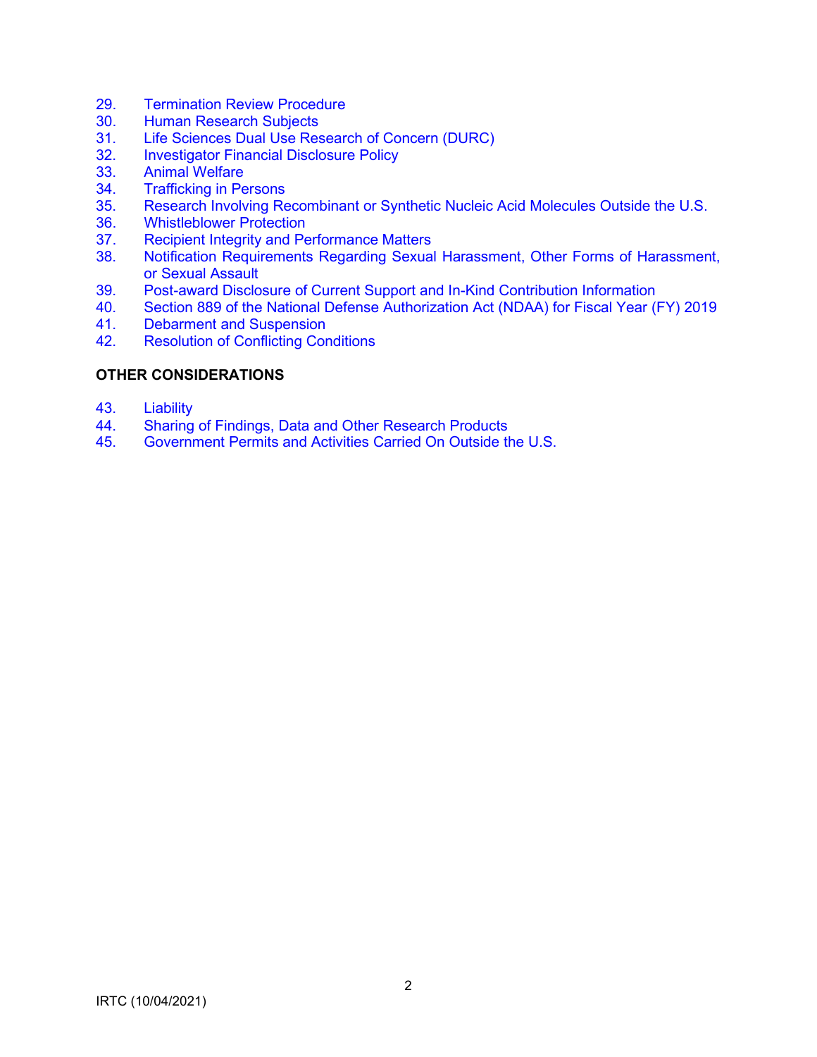29. Termination Review Procedure
30. Human Research Subjects
31. Life Sciences Dual Use Research of Concern (DURC)
32. Investigator Financial Disclosure Policy
33. Animal Welfare
34. Trafficking in Persons
35. Research Involving Recombinant or Synthetic Nucleic Acid Molecules Outside the U.S.
36. Whistleblower Protection
37. Recipient Integrity and Performance Matters
38. Notification Requirements Regarding Sexual Harassment, Other Forms of Harassment, or Sexual Assault
39. Post-award Disclosure of Current Support and In-Kind Contribution Information
40. Section 889 of the National Defense Authorization Act (NDAA) for Fiscal Year (FY) 2019
41. Debarment and Suspension
42. Resolution of Conflicting Conditions

**OTHER CONSIDERATIONS**

43. Liability
44. Sharing of Findings, Data and Other Research Products
45. Government Permits and Activities Carried On Outside the U.S.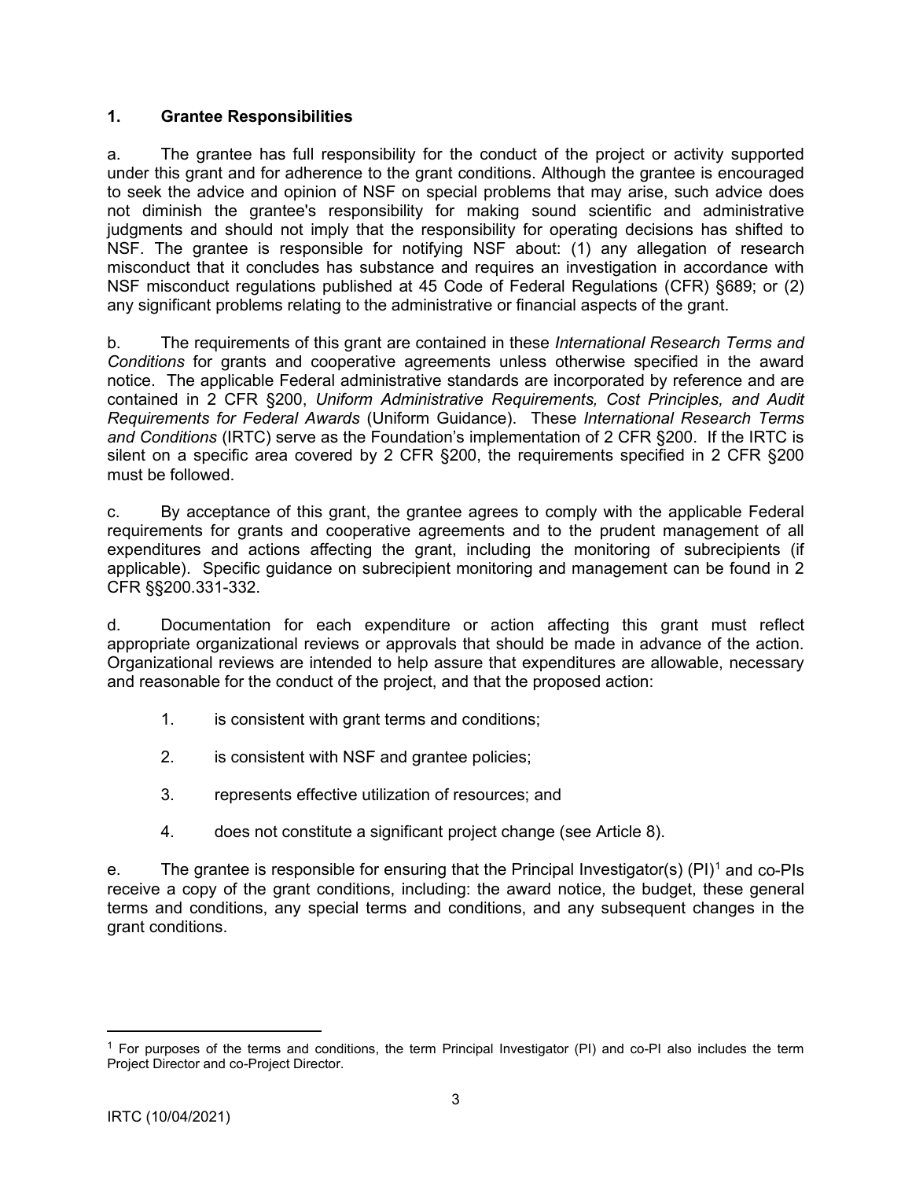## 1. Grantee Responsibilities

a. The grantee has full responsibility for the conduct of the project or activity supported under this grant and for adherence to the grant conditions. Although the grantee is encouraged to seek the advice and opinion of NSF on special problems that may arise, such advice does not diminish the grantee's responsibility for making sound scientific and administrative judgments and should not imply that the responsibility for operating decisions has shifted to NSF. The grantee is responsible for notifying NSF about: (1) any allegation of research misconduct that it concludes has substance and requires an investigation in accordance with NSF misconduct regulations published at 45 Code of Federal Regulations (CFR) §689; or (2) any significant problems relating to the administrative or financial aspects of the grant.

b. The requirements of this grant are contained in these *International Research Terms and Conditions* for grants and cooperative agreements unless otherwise specified in the award notice. The applicable Federal administrative standards are incorporated by reference and are contained in 2 CFR §200, *Uniform Administrative Requirements, Cost Principles, and Audit Requirements for Federal Awards* (Uniform Guidance). These *International Research Terms and Conditions* (IRTC) serve as the Foundation's implementation of 2 CFR §200. If the IRTC is silent on a specific area covered by 2 CFR §200, the requirements specified in 2 CFR §200 must be followed.

c. By acceptance of this grant, the grantee agrees to comply with the applicable Federal requirements for grants and cooperative agreements and to the prudent management of all expenditures and actions affecting the grant, including the monitoring of subrecipients (if applicable). Specific guidance on subrecipient monitoring and management can be found in 2 CFR §§200.331-332.

d. Documentation for each expenditure or action affecting this grant must reflect appropriate organizational reviews or approvals that should be made in advance of the action. Organizational reviews are intended to help assure that expenditures are allowable, necessary and reasonable for the conduct of the project, and that the proposed action:

1. is consistent with grant terms and conditions;
2. is consistent with NSF and grantee policies;
3. represents effective utilization of resources; and
4. does not constitute a significant project change (see Article 8).

e. The grantee is responsible for ensuring that the Principal Investigator(s) (PI)[1] and co-PIs receive a copy of the grant conditions, including: the award notice, the budget, these general terms and conditions, any special terms and conditions, and any subsequent changes in the grant conditions.

---

[1] For purposes of the terms and conditions, the term Principal Investigator (PI) and co-PI also includes the term Project Director and co-Project Director.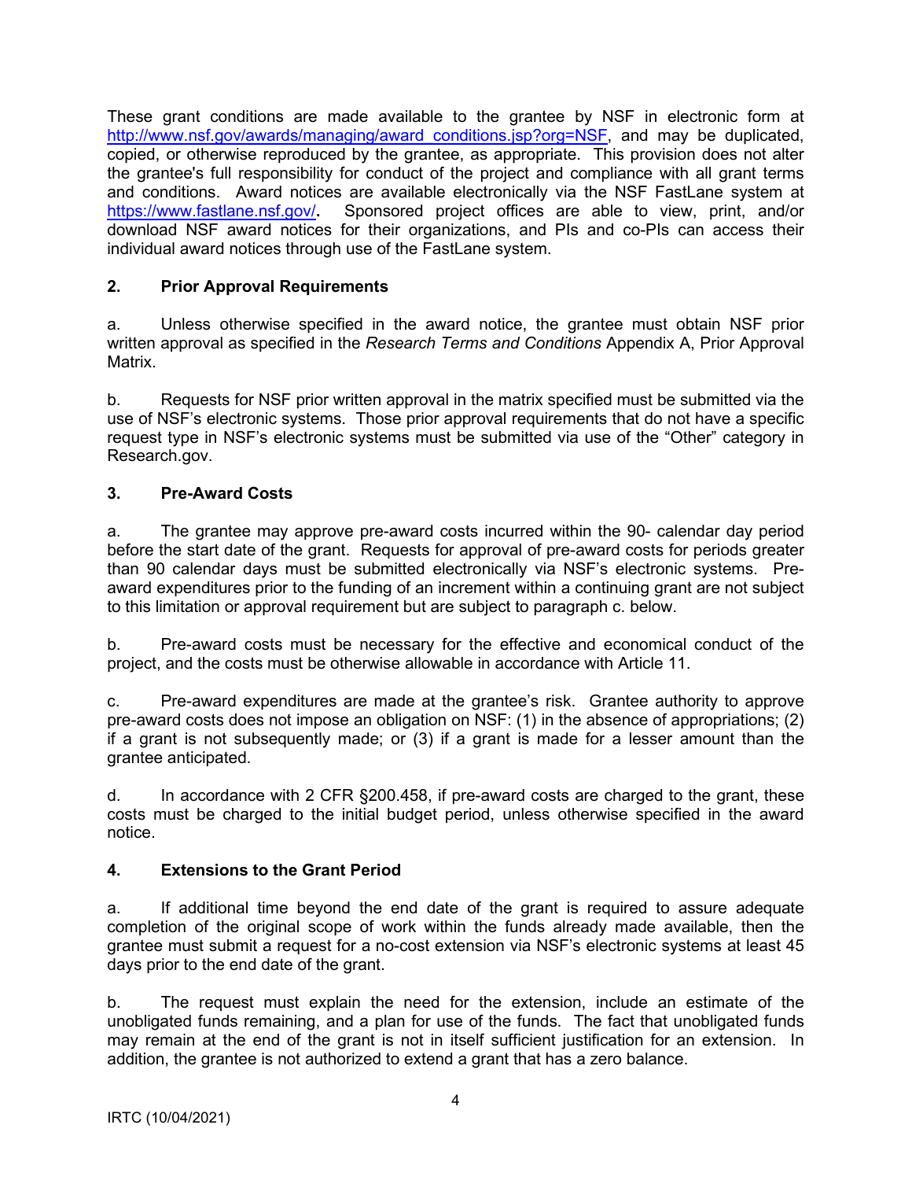These grant conditions are made available to the grantee by NSF in electronic form at http://www.nsf.gov/awards/managing/award_conditions.jsp?org=NSF, and may be duplicated, copied, or otherwise reproduced by the grantee, as appropriate. This provision does not alter the grantee's full responsibility for conduct of the project and compliance with all grant terms and conditions. Award notices are available electronically via the NSF FastLane system at https://www.fastlane.nsf.gov/**.** Sponsored project offices are able to view, print, and/or download NSF award notices for their organizations, and PIs and co-PIs can access their individual award notices through use of the FastLane system.

## 2. Prior Approval Requirements

a. Unless otherwise specified in the award notice, the grantee must obtain NSF prior written approval as specified in the *Research Terms and Conditions* Appendix A, Prior Approval Matrix.

b. Requests for NSF prior written approval in the matrix specified must be submitted via the use of NSF's electronic systems. Those prior approval requirements that do not have a specific request type in NSF's electronic systems must be submitted via use of the "Other" category in Research.gov.

## 3. Pre-Award Costs

a. The grantee may approve pre-award costs incurred within the 90- calendar day period before the start date of the grant. Requests for approval of pre-award costs for periods greater than 90 calendar days must be submitted electronically via NSF's electronic systems. Pre-award expenditures prior to the funding of an increment within a continuing grant are not subject to this limitation or approval requirement but are subject to paragraph c. below.

b. Pre-award costs must be necessary for the effective and economical conduct of the project, and the costs must be otherwise allowable in accordance with Article 11.

c. Pre-award expenditures are made at the grantee's risk. Grantee authority to approve pre-award costs does not impose an obligation on NSF: (1) in the absence of appropriations; (2) if a grant is not subsequently made; or (3) if a grant is made for a lesser amount than the grantee anticipated.

d. In accordance with 2 CFR §200.458, if pre-award costs are charged to the grant, these costs must be charged to the initial budget period, unless otherwise specified in the award notice.

## 4. Extensions to the Grant Period

a. If additional time beyond the end date of the grant is required to assure adequate completion of the original scope of work within the funds already made available, then the grantee must submit a request for a no-cost extension via NSF's electronic systems at least 45 days prior to the end date of the grant.

b. The request must explain the need for the extension, include an estimate of the unobligated funds remaining, and a plan for use of the funds. The fact that unobligated funds may remain at the end of the grant is not in itself sufficient justification for an extension. In addition, the grantee is not authorized to extend a grant that has a zero balance.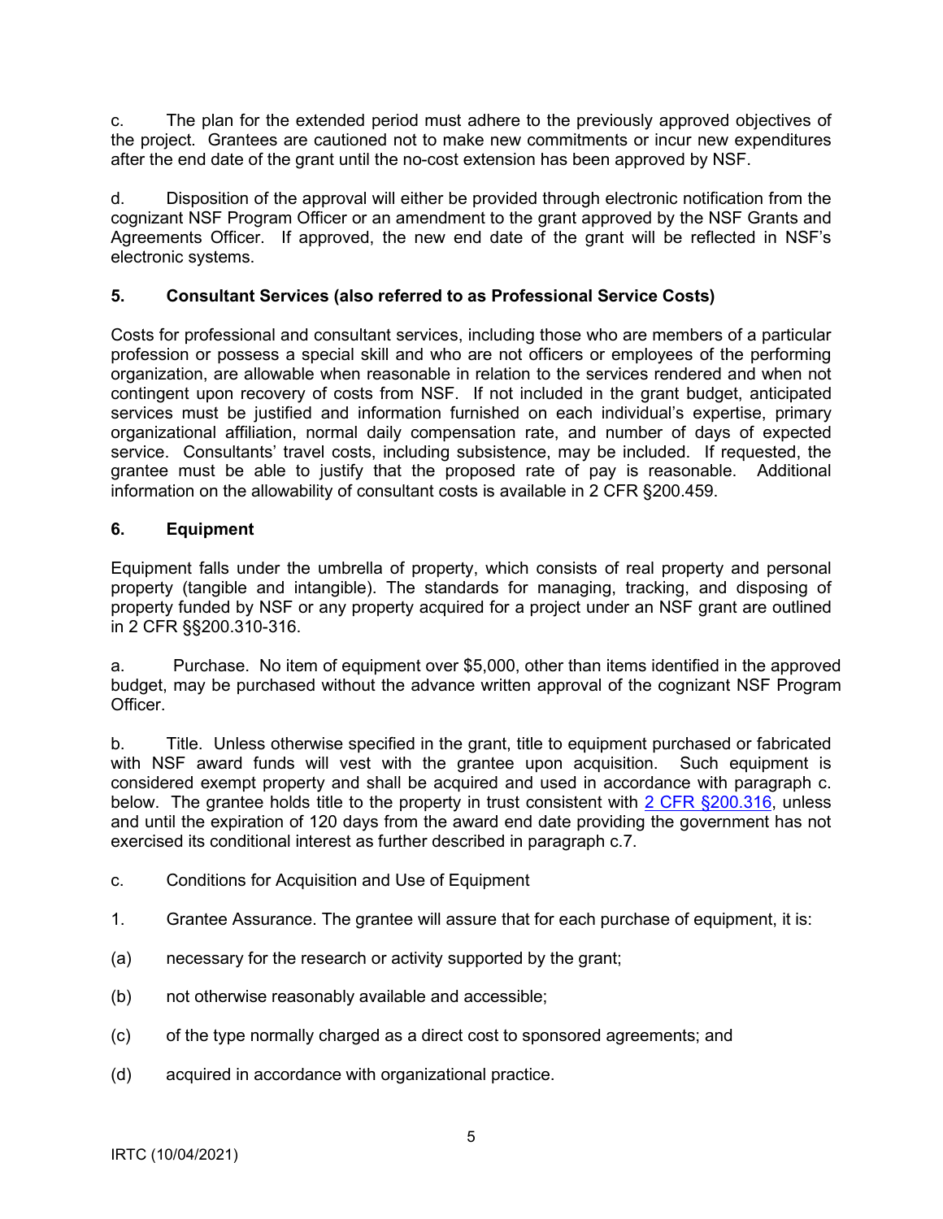c. The plan for the extended period must adhere to the previously approved objectives of the project. Grantees are cautioned not to make new commitments or incur new expenditures after the end date of the grant until the no-cost extension has been approved by NSF.

d. Disposition of the approval will either be provided through electronic notification from the cognizant NSF Program Officer or an amendment to the grant approved by the NSF Grants and Agreements Officer. If approved, the new end date of the grant will be reflected in NSF's electronic systems.

**5. Consultant Services (also referred to as Professional Service Costs)**

Costs for professional and consultant services, including those who are members of a particular profession or possess a special skill and who are not officers or employees of the performing organization, are allowable when reasonable in relation to the services rendered and when not contingent upon recovery of costs from NSF. If not included in the grant budget, anticipated services must be justified and information furnished on each individual's expertise, primary organizational affiliation, normal daily compensation rate, and number of days of expected service. Consultants' travel costs, including subsistence, may be included. If requested, the grantee must be able to justify that the proposed rate of pay is reasonable. Additional information on the allowability of consultant costs is available in 2 CFR §200.459.

**6. Equipment**

Equipment falls under the umbrella of property, which consists of real property and personal property (tangible and intangible). The standards for managing, tracking, and disposing of property funded by NSF or any property acquired for a project under an NSF grant are outlined in 2 CFR §§200.310-316.

a. Purchase. No item of equipment over $5,000, other than items identified in the approved budget, may be purchased without the advance written approval of the cognizant NSF Program Officer.

b. Title. Unless otherwise specified in the grant, title to equipment purchased or fabricated with NSF award funds will vest with the grantee upon acquisition. Such equipment is considered exempt property and shall be acquired and used in accordance with paragraph c. below. The grantee holds title to the property in trust consistent with 2 CFR §200.316, unless and until the expiration of 120 days from the award end date providing the government has not exercised its conditional interest as further described in paragraph c.7.

c. Conditions for Acquisition and Use of Equipment

1. Grantee Assurance. The grantee will assure that for each purchase of equipment, it is:

(a) necessary for the research or activity supported by the grant;

(b) not otherwise reasonably available and accessible;

(c) of the type normally charged as a direct cost to sponsored agreements; and

(d) acquired in accordance with organizational practice.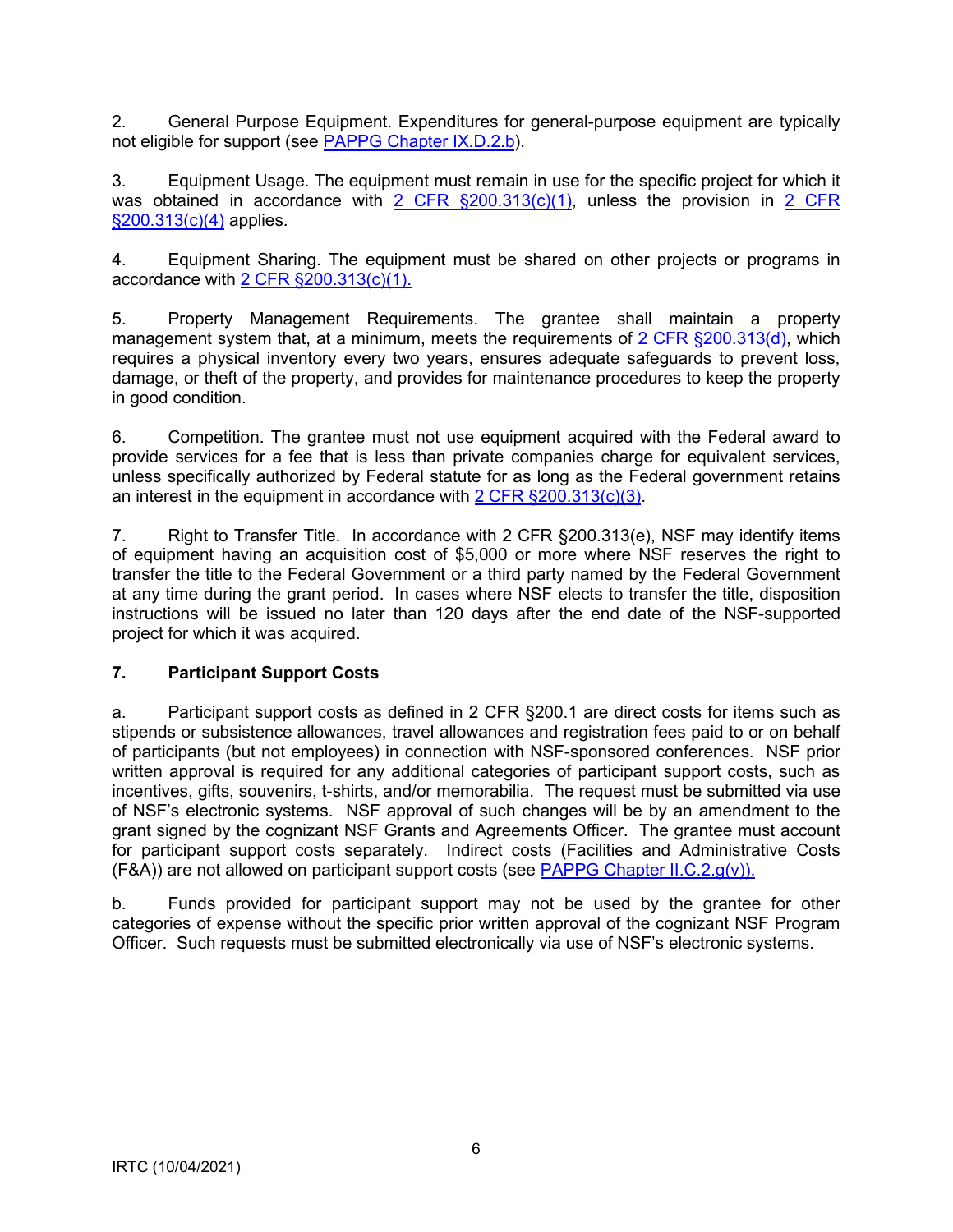2. General Purpose Equipment. Expenditures for general-purpose equipment are typically not eligible for support (see PAPPG Chapter IX.D.2.b).

3. Equipment Usage. The equipment must remain in use for the specific project for which it was obtained in accordance with 2 CFR §200.313(c)(1), unless the provision in 2 CFR §200.313(c)(4) applies.

4. Equipment Sharing. The equipment must be shared on other projects or programs in accordance with 2 CFR §200.313(c)(1).

5. Property Management Requirements. The grantee shall maintain a property management system that, at a minimum, meets the requirements of 2 CFR §200.313(d), which requires a physical inventory every two years, ensures adequate safeguards to prevent loss, damage, or theft of the property, and provides for maintenance procedures to keep the property in good condition.

6. Competition. The grantee must not use equipment acquired with the Federal award to provide services for a fee that is less than private companies charge for equivalent services, unless specifically authorized by Federal statute for as long as the Federal government retains an interest in the equipment in accordance with 2 CFR §200.313(c)(3).

7. Right to Transfer Title. In accordance with 2 CFR §200.313(e), NSF may identify items of equipment having an acquisition cost of $5,000 or more where NSF reserves the right to transfer the title to the Federal Government or a third party named by the Federal Government at any time during the grant period. In cases where NSF elects to transfer the title, disposition instructions will be issued no later than 120 days after the end date of the NSF-supported project for which it was acquired.

**7. Participant Support Costs**

a. Participant support costs as defined in 2 CFR §200.1 are direct costs for items such as stipends or subsistence allowances, travel allowances and registration fees paid to or on behalf of participants (but not employees) in connection with NSF-sponsored conferences. NSF prior written approval is required for any additional categories of participant support costs, such as incentives, gifts, souvenirs, t-shirts, and/or memorabilia. The request must be submitted via use of NSF's electronic systems. NSF approval of such changes will be by an amendment to the grant signed by the cognizant NSF Grants and Agreements Officer. The grantee must account for participant support costs separately. Indirect costs (Facilities and Administrative Costs (F&A)) are not allowed on participant support costs (see PAPPG Chapter II.C.2.g(v)).

b. Funds provided for participant support may not be used by the grantee for other categories of expense without the specific prior written approval of the cognizant NSF Program Officer. Such requests must be submitted electronically via use of NSF's electronic systems.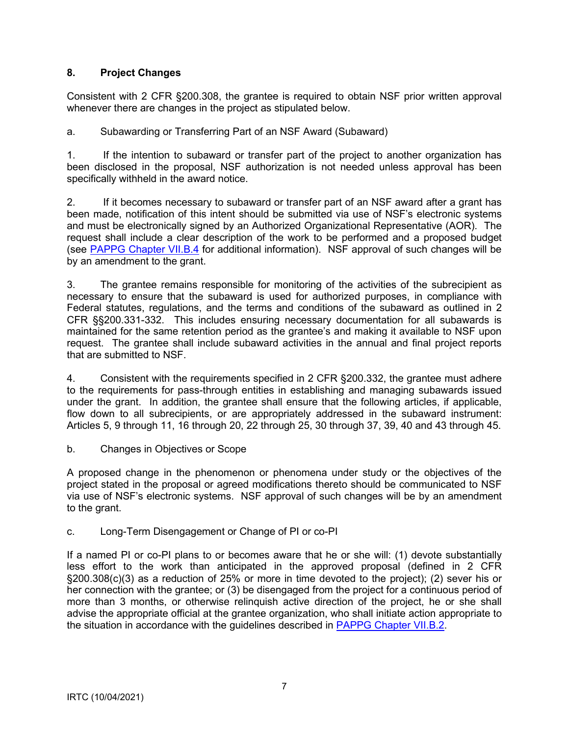## 8. Project Changes

Consistent with 2 CFR §200.308, the grantee is required to obtain NSF prior written approval whenever there are changes in the project as stipulated below.

a. Subawarding or Transferring Part of an NSF Award (Subaward)

1. If the intention to subaward or transfer part of the project to another organization has been disclosed in the proposal, NSF authorization is not needed unless approval has been specifically withheld in the award notice.

2. If it becomes necessary to subaward or transfer part of an NSF award after a grant has been made, notification of this intent should be submitted via use of NSF's electronic systems and must be electronically signed by an Authorized Organizational Representative (AOR). The request shall include a clear description of the work to be performed and a proposed budget (see [PAPPG Chapter VII.B.4](#) for additional information). NSF approval of such changes will be by an amendment to the grant.

3. The grantee remains responsible for monitoring of the activities of the subrecipient as necessary to ensure that the subaward is used for authorized purposes, in compliance with Federal statutes, regulations, and the terms and conditions of the subaward as outlined in 2 CFR §§200.331-332. This includes ensuring necessary documentation for all subawards is maintained for the same retention period as the grantee's and making it available to NSF upon request. The grantee shall include subaward activities in the annual and final project reports that are submitted to NSF.

4. Consistent with the requirements specified in 2 CFR §200.332, the grantee must adhere to the requirements for pass-through entities in establishing and managing subawards issued under the grant. In addition, the grantee shall ensure that the following articles, if applicable, flow down to all subrecipients, or are appropriately addressed in the subaward instrument: Articles 5, 9 through 11, 16 through 20, 22 through 25, 30 through 37, 39, 40 and 43 through 45.

b. Changes in Objectives or Scope

A proposed change in the phenomenon or phenomena under study or the objectives of the project stated in the proposal or agreed modifications thereto should be communicated to NSF via use of NSF's electronic systems. NSF approval of such changes will be by an amendment to the grant.

c. Long-Term Disengagement or Change of PI or co-PI

If a named PI or co-PI plans to or becomes aware that he or she will: (1) devote substantially less effort to the work than anticipated in the approved proposal (defined in 2 CFR §200.308(c)(3) as a reduction of 25% or more in time devoted to the project); (2) sever his or her connection with the grantee; or (3) be disengaged from the project for a continuous period of more than 3 months, or otherwise relinquish active direction of the project, he or she shall advise the appropriate official at the grantee organization, who shall initiate action appropriate to the situation in accordance with the guidelines described in [PAPPG Chapter VII.B.2](#).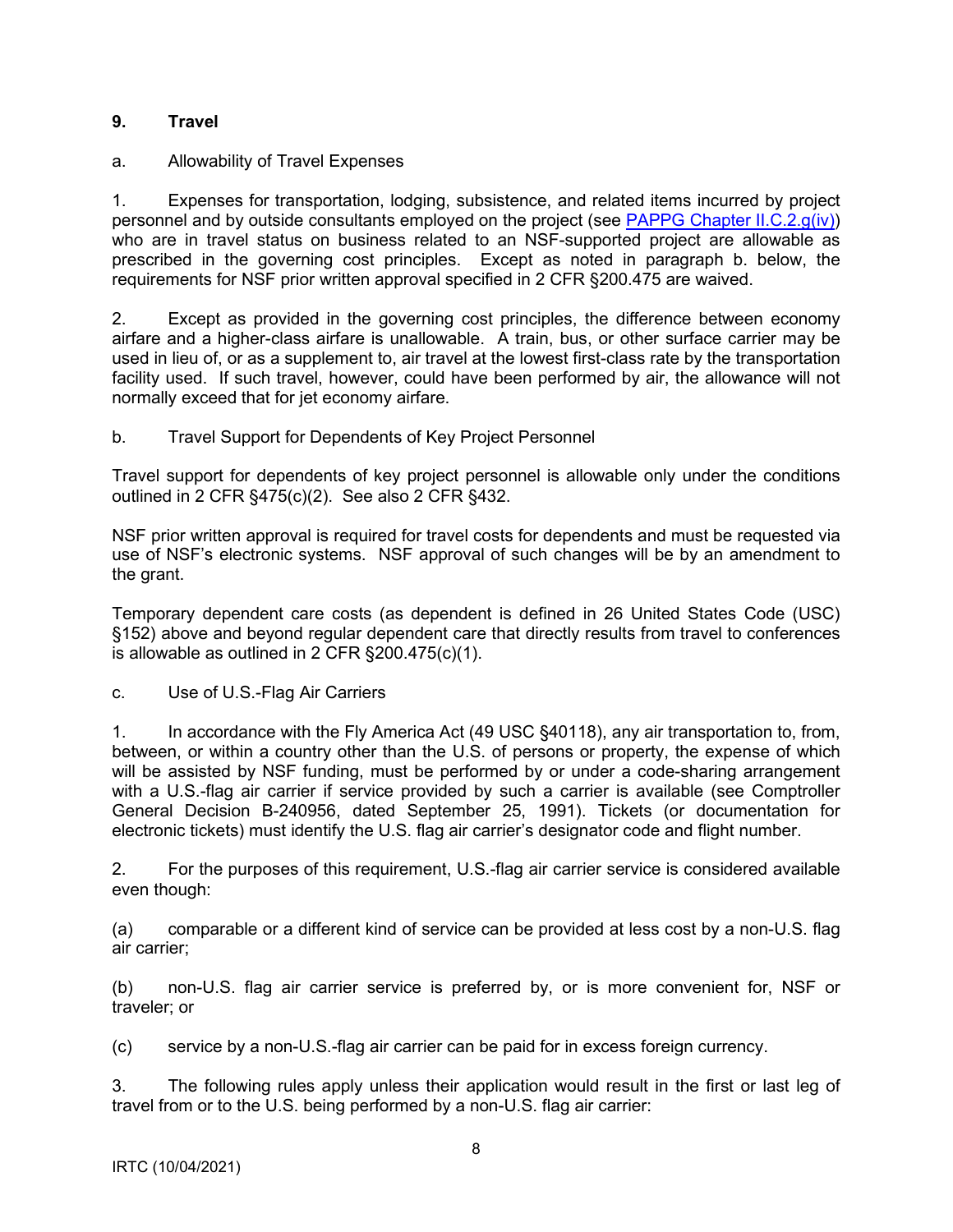## 9. Travel

a. Allowability of Travel Expenses

1. Expenses for transportation, lodging, subsistence, and related items incurred by project personnel and by outside consultants employed on the project (see [PAPPG Chapter II.C.2.g(iv)]) who are in travel status on business related to an NSF-supported project are allowable as prescribed in the governing cost principles. Except as noted in paragraph b. below, the requirements for NSF prior written approval specified in 2 CFR §200.475 are waived.

2. Except as provided in the governing cost principles, the difference between economy airfare and a higher-class airfare is unallowable. A train, bus, or other surface carrier may be used in lieu of, or as a supplement to, air travel at the lowest first-class rate by the transportation facility used. If such travel, however, could have been performed by air, the allowance will not normally exceed that for jet economy airfare.

b. Travel Support for Dependents of Key Project Personnel

Travel support for dependents of key project personnel is allowable only under the conditions outlined in 2 CFR §475(c)(2). See also 2 CFR §432.

NSF prior written approval is required for travel costs for dependents and must be requested via use of NSF's electronic systems. NSF approval of such changes will be by an amendment to the grant.

Temporary dependent care costs (as dependent is defined in 26 United States Code (USC) §152) above and beyond regular dependent care that directly results from travel to conferences is allowable as outlined in 2 CFR §200.475(c)(1).

c. Use of U.S.-Flag Air Carriers

1. In accordance with the Fly America Act (49 USC §40118), any air transportation to, from, between, or within a country other than the U.S. of persons or property, the expense of which will be assisted by NSF funding, must be performed by or under a code-sharing arrangement with a U.S.-flag air carrier if service provided by such a carrier is available (see Comptroller General Decision B-240956, dated September 25, 1991). Tickets (or documentation for electronic tickets) must identify the U.S. flag air carrier's designator code and flight number.

2. For the purposes of this requirement, U.S.-flag air carrier service is considered available even though:

(a) comparable or a different kind of service can be provided at less cost by a non-U.S. flag air carrier;

(b) non-U.S. flag air carrier service is preferred by, or is more convenient for, NSF or traveler; or

(c) service by a non-U.S.-flag air carrier can be paid for in excess foreign currency.

3. The following rules apply unless their application would result in the first or last leg of travel from or to the U.S. being performed by a non-U.S. flag air carrier: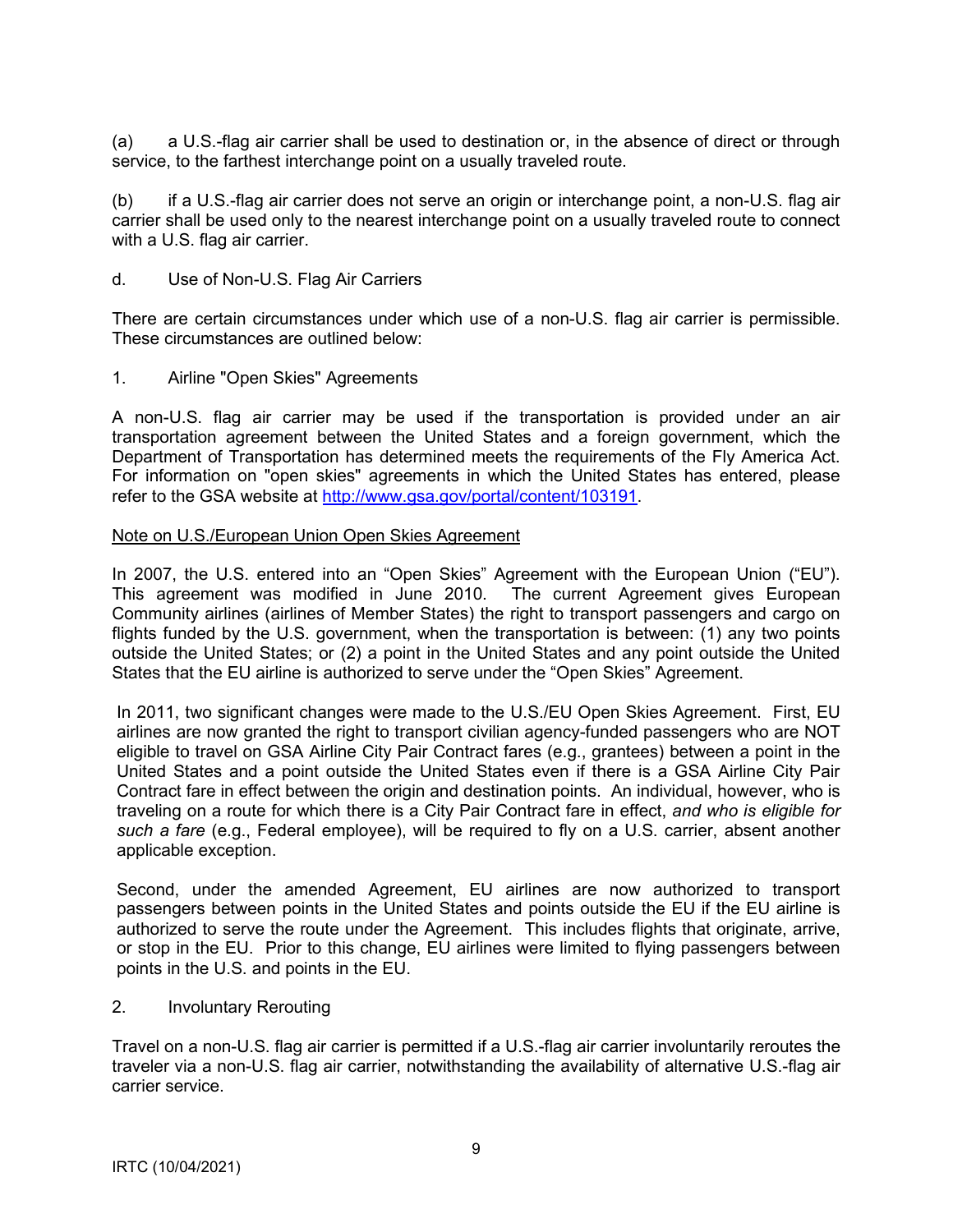(a) a U.S.-flag air carrier shall be used to destination or, in the absence of direct or through service, to the farthest interchange point on a usually traveled route.

(b) if a U.S.-flag air carrier does not serve an origin or interchange point, a non-U.S. flag air carrier shall be used only to the nearest interchange point on a usually traveled route to connect with a U.S. flag air carrier.

d. Use of Non-U.S. Flag Air Carriers

There are certain circumstances under which use of a non-U.S. flag air carrier is permissible. These circumstances are outlined below:

1. Airline "Open Skies" Agreements

A non-U.S. flag air carrier may be used if the transportation is provided under an air transportation agreement between the United States and a foreign government, which the Department of Transportation has determined meets the requirements of the Fly America Act. For information on "open skies" agreements in which the United States has entered, please refer to the GSA website at [http://www.gsa.gov/portal/content/103191](http://www.gsa.gov/portal/content/103191).

<u>Note on U.S./European Union Open Skies Agreement</u>

In 2007, the U.S. entered into an “Open Skies” Agreement with the European Union (“EU”). This agreement was modified in June 2010. The current Agreement gives European Community airlines (airlines of Member States) the right to transport passengers and cargo on flights funded by the U.S. government, when the transportation is between: (1) any two points outside the United States; or (2) a point in the United States and any point outside the United States that the EU airline is authorized to serve under the “Open Skies” Agreement.

In 2011, two significant changes were made to the U.S./EU Open Skies Agreement. First, EU airlines are now granted the right to transport civilian agency-funded passengers who are NOT eligible to travel on GSA Airline City Pair Contract fares (e.g., grantees) between a point in the United States and a point outside the United States even if there is a GSA Airline City Pair Contract fare in effect between the origin and destination points. An individual, however, who is traveling on a route for which there is a City Pair Contract fare in effect, *and who is eligible for such a fare* (e.g., Federal employee), will be required to fly on a U.S. carrier, absent another applicable exception.

Second, under the amended Agreement, EU airlines are now authorized to transport passengers between points in the United States and points outside the EU if the EU airline is authorized to serve the route under the Agreement. This includes flights that originate, arrive, or stop in the EU. Prior to this change, EU airlines were limited to flying passengers between points in the U.S. and points in the EU.

2. Involuntary Rerouting

Travel on a non-U.S. flag air carrier is permitted if a U.S.-flag air carrier involuntarily reroutes the traveler via a non-U.S. flag air carrier, notwithstanding the availability of alternative U.S.-flag air carrier service.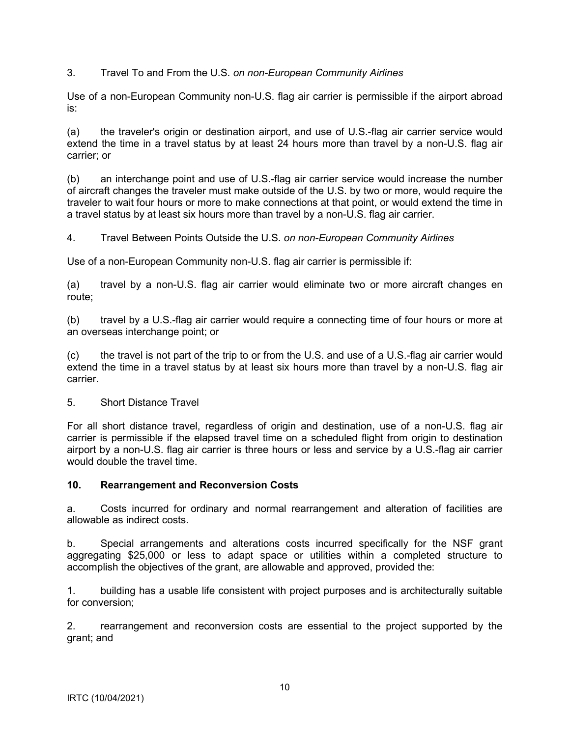3. Travel To and From the U.S. *on non-European Community Airlines*

Use of a non-European Community non-U.S. flag air carrier is permissible if the airport abroad is:

(a) the traveler's origin or destination airport, and use of U.S.-flag air carrier service would extend the time in a travel status by at least 24 hours more than travel by a non-U.S. flag air carrier; or

(b) an interchange point and use of U.S.-flag air carrier service would increase the number of aircraft changes the traveler must make outside of the U.S. by two or more, would require the traveler to wait four hours or more to make connections at that point, or would extend the time in a travel status by at least six hours more than travel by a non-U.S. flag air carrier.

4. Travel Between Points Outside the U.S. *on non-European Community Airlines*

Use of a non-European Community non-U.S. flag air carrier is permissible if:

(a) travel by a non-U.S. flag air carrier would eliminate two or more aircraft changes en route;

(b) travel by a U.S.-flag air carrier would require a connecting time of four hours or more at an overseas interchange point; or

(c) the travel is not part of the trip to or from the U.S. and use of a U.S.-flag air carrier would extend the time in a travel status by at least six hours more than travel by a non-U.S. flag air carrier.

5. Short Distance Travel

For all short distance travel, regardless of origin and destination, use of a non-U.S. flag air carrier is permissible if the elapsed travel time on a scheduled flight from origin to destination airport by a non-U.S. flag air carrier is three hours or less and service by a U.S.-flag air carrier would double the travel time.

**10. Rearrangement and Reconversion Costs**

a. Costs incurred for ordinary and normal rearrangement and alteration of facilities are allowable as indirect costs.

b. Special arrangements and alterations costs incurred specifically for the NSF grant aggregating $25,000 or less to adapt space or utilities within a completed structure to accomplish the objectives of the grant, are allowable and approved, provided the:

1. building has a usable life consistent with project purposes and is architecturally suitable for conversion;

2. rearrangement and reconversion costs are essential to the project supported by the grant; and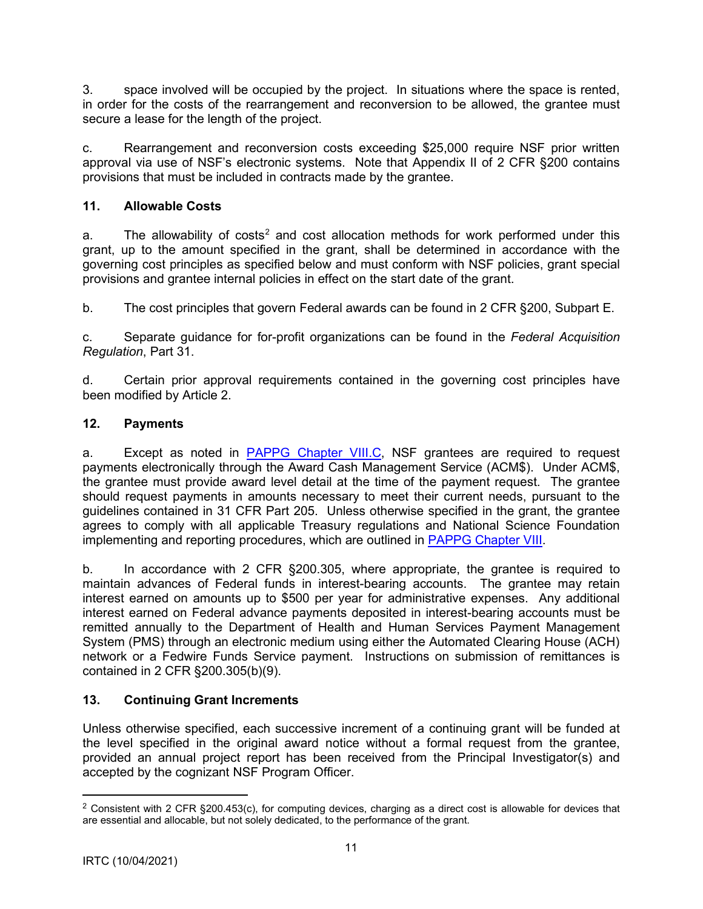3. space involved will be occupied by the project. In situations where the space is rented, in order for the costs of the rearrangement and reconversion to be allowed, the grantee must secure a lease for the length of the project.

c. Rearrangement and reconversion costs exceeding $25,000 require NSF prior written approval via use of NSF's electronic systems. Note that Appendix II of 2 CFR §200 contains provisions that must be included in contracts made by the grantee.

### 11. Allowable Costs

a. The allowability of costs[2] and cost allocation methods for work performed under this grant, up to the amount specified in the grant, shall be determined in accordance with the governing cost principles as specified below and must conform with NSF policies, grant special provisions and grantee internal policies in effect on the start date of the grant.

b. The cost principles that govern Federal awards can be found in 2 CFR §200, Subpart E.

c. Separate guidance for for-profit organizations can be found in the *Federal Acquisition Regulation*, Part 31.

d. Certain prior approval requirements contained in the governing cost principles have been modified by Article 2.

### 12. Payments

a. Except as noted in [PAPPG Chapter VIII.C](), NSF grantees are required to request payments electronically through the Award Cash Management Service (ACM$). Under ACM$, the grantee must provide award level detail at the time of the payment request. The grantee should request payments in amounts necessary to meet their current needs, pursuant to the guidelines contained in 31 CFR Part 205. Unless otherwise specified in the grant, the grantee agrees to comply with all applicable Treasury regulations and National Science Foundation implementing and reporting procedures, which are outlined in [PAPPG Chapter VIII]().

b. In accordance with 2 CFR §200.305, where appropriate, the grantee is required to maintain advances of Federal funds in interest-bearing accounts. The grantee may retain interest earned on amounts up to $500 per year for administrative expenses. Any additional interest earned on Federal advance payments deposited in interest-bearing accounts must be remitted annually to the Department of Health and Human Services Payment Management System (PMS) through an electronic medium using either the Automated Clearing House (ACH) network or a Fedwire Funds Service payment. Instructions on submission of remittances is contained in 2 CFR §200.305(b)(9).

### 13. Continuing Grant Increments

Unless otherwise specified, each successive increment of a continuing grant will be funded at the level specified in the original award notice without a formal request from the grantee, provided an annual project report has been received from the Principal Investigator(s) and accepted by the cognizant NSF Program Officer.

---

[2] Consistent with 2 CFR §200.453(c), for computing devices, charging as a direct cost is allowable for devices that are essential and allocable, but not solely dedicated, to the performance of the grant.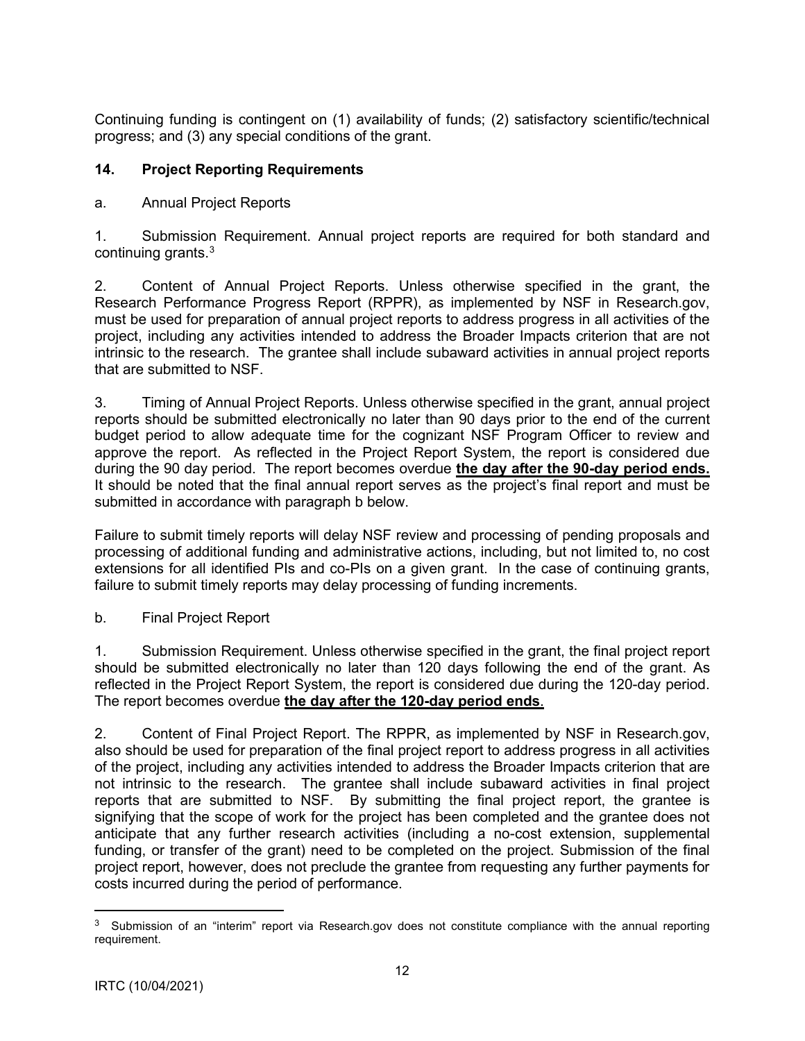Continuing funding is contingent on (1) availability of funds; (2) satisfactory scientific/technical progress; and (3) any special conditions of the grant.

## 14. Project Reporting Requirements

a. Annual Project Reports

1. Submission Requirement. Annual project reports are required for both standard and continuing grants.[3]

2. Content of Annual Project Reports. Unless otherwise specified in the grant, the Research Performance Progress Report (RPPR), as implemented by NSF in Research.gov, must be used for preparation of annual project reports to address progress in all activities of the project, including any activities intended to address the Broader Impacts criterion that are not intrinsic to the research. The grantee shall include subaward activities in annual project reports that are submitted to NSF.

3. Timing of Annual Project Reports. Unless otherwise specified in the grant, annual project reports should be submitted electronically no later than 90 days prior to the end of the current budget period to allow adequate time for the cognizant NSF Program Officer to review and approve the report. As reflected in the Project Report System, the report is considered due during the 90 day period. The report becomes overdue **<u>the day after the 90-day period ends.</u>** It should be noted that the final annual report serves as the project's final report and must be submitted in accordance with paragraph b below.

Failure to submit timely reports will delay NSF review and processing of pending proposals and processing of additional funding and administrative actions, including, but not limited to, no cost extensions for all identified PIs and co-PIs on a given grant. In the case of continuing grants, failure to submit timely reports may delay processing of funding increments.

b. Final Project Report

1. Submission Requirement. Unless otherwise specified in the grant, the final project report should be submitted electronically no later than 120 days following the end of the grant. As reflected in the Project Report System, the report is considered due during the 120-day period. The report becomes overdue **<u>the day after the 120-day period ends</u>**.

2. Content of Final Project Report. The RPPR, as implemented by NSF in Research.gov, also should be used for preparation of the final project report to address progress in all activities of the project, including any activities intended to address the Broader Impacts criterion that are not intrinsic to the research. The grantee shall include subaward activities in final project reports that are submitted to NSF. By submitting the final project report, the grantee is signifying that the scope of work for the project has been completed and the grantee does not anticipate that any further research activities (including a no-cost extension, supplemental funding, or transfer of the grant) need to be completed on the project. Submission of the final project report, however, does not preclude the grantee from requesting any further payments for costs incurred during the period of performance.

---

[3] Submission of an "interim" report via Research.gov does not constitute compliance with the annual reporting requirement.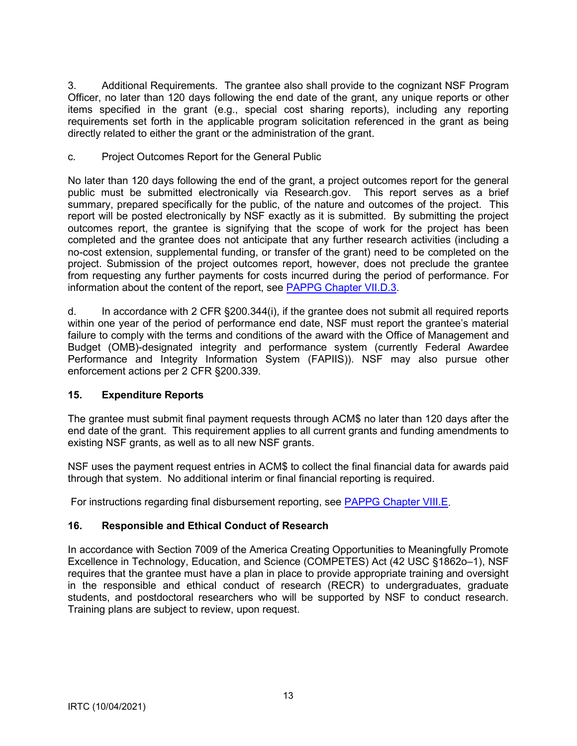3. Additional Requirements. The grantee also shall provide to the cognizant NSF Program Officer, no later than 120 days following the end date of the grant, any unique reports or other items specified in the grant (e.g., special cost sharing reports), including any reporting requirements set forth in the applicable program solicitation referenced in the grant as being directly related to either the grant or the administration of the grant.

c. Project Outcomes Report for the General Public

No later than 120 days following the end of the grant, a project outcomes report for the general public must be submitted electronically via Research.gov. This report serves as a brief summary, prepared specifically for the public, of the nature and outcomes of the project. This report will be posted electronically by NSF exactly as it is submitted. By submitting the project outcomes report, the grantee is signifying that the scope of work for the project has been completed and the grantee does not anticipate that any further research activities (including a no-cost extension, supplemental funding, or transfer of the grant) need to be completed on the project. Submission of the project outcomes report, however, does not preclude the grantee from requesting any further payments for costs incurred during the period of performance. For information about the content of the report, see PAPPG Chapter VII.D.3.

d. In accordance with 2 CFR §200.344(i), if the grantee does not submit all required reports within one year of the period of performance end date, NSF must report the grantee's material failure to comply with the terms and conditions of the award with the Office of Management and Budget (OMB)-designated integrity and performance system (currently Federal Awardee Performance and Integrity Information System (FAPIIS)). NSF may also pursue other enforcement actions per 2 CFR §200.339.

## 15. Expenditure Reports

The grantee must submit final payment requests through ACM$ no later than 120 days after the end date of the grant. This requirement applies to all current grants and funding amendments to existing NSF grants, as well as to all new NSF grants.

NSF uses the payment request entries in ACM$ to collect the final financial data for awards paid through that system. No additional interim or final financial reporting is required.

For instructions regarding final disbursement reporting, see PAPPG Chapter VIII.E.

## 16. Responsible and Ethical Conduct of Research

In accordance with Section 7009 of the America Creating Opportunities to Meaningfully Promote Excellence in Technology, Education, and Science (COMPETES) Act (42 USC §1862o–1), NSF requires that the grantee must have a plan in place to provide appropriate training and oversight in the responsible and ethical conduct of research (RECR) to undergraduates, graduate students, and postdoctoral researchers who will be supported by NSF to conduct research. Training plans are subject to review, upon request.

IRTC (10/04/2021)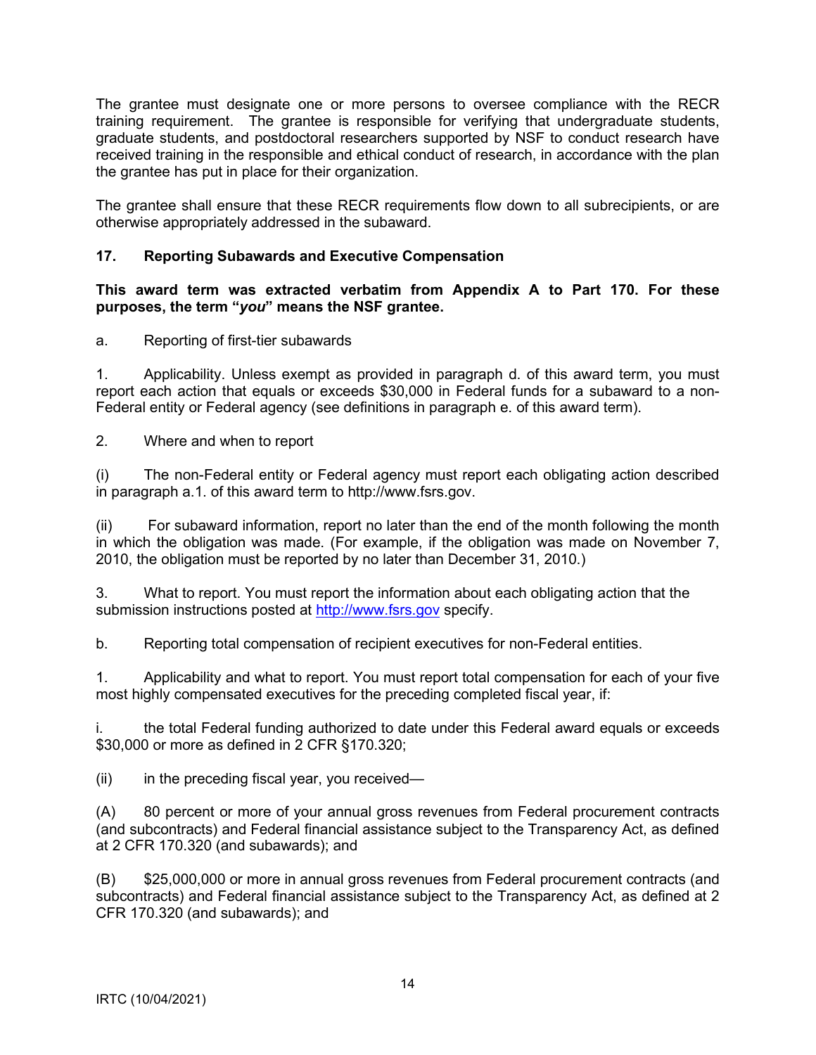The grantee must designate one or more persons to oversee compliance with the RECR training requirement. The grantee is responsible for verifying that undergraduate students, graduate students, and postdoctoral researchers supported by NSF to conduct research have received training in the responsible and ethical conduct of research, in accordance with the plan the grantee has put in place for their organization.

The grantee shall ensure that these RECR requirements flow down to all subrecipients, or are otherwise appropriately addressed in the subaward.

## 17. Reporting Subawards and Executive Compensation

**This award term was extracted verbatim from Appendix A to Part 170. For these purposes, the term "*you*" means the NSF grantee.**

a. Reporting of first-tier subawards

1. Applicability. Unless exempt as provided in paragraph d. of this award term, you must report each action that equals or exceeds $30,000 in Federal funds for a subaward to a non-Federal entity or Federal agency (see definitions in paragraph e. of this award term).

2. Where and when to report

(i) The non-Federal entity or Federal agency must report each obligating action described in paragraph a.1. of this award term to http://www.fsrs.gov.

(ii) For subaward information, report no later than the end of the month following the month in which the obligation was made. (For example, if the obligation was made on November 7, 2010, the obligation must be reported by no later than December 31, 2010.)

3. What to report. You must report the information about each obligating action that the submission instructions posted at http://www.fsrs.gov specify.

b. Reporting total compensation of recipient executives for non-Federal entities.

1. Applicability and what to report. You must report total compensation for each of your five most highly compensated executives for the preceding completed fiscal year, if:

i. the total Federal funding authorized to date under this Federal award equals or exceeds $30,000 or more as defined in 2 CFR §170.320;

(ii) in the preceding fiscal year, you received—

(A) 80 percent or more of your annual gross revenues from Federal procurement contracts (and subcontracts) and Federal financial assistance subject to the Transparency Act, as defined at 2 CFR 170.320 (and subawards); and

(B) $25,000,000 or more in annual gross revenues from Federal procurement contracts (and subcontracts) and Federal financial assistance subject to the Transparency Act, as defined at 2 CFR 170.320 (and subawards); and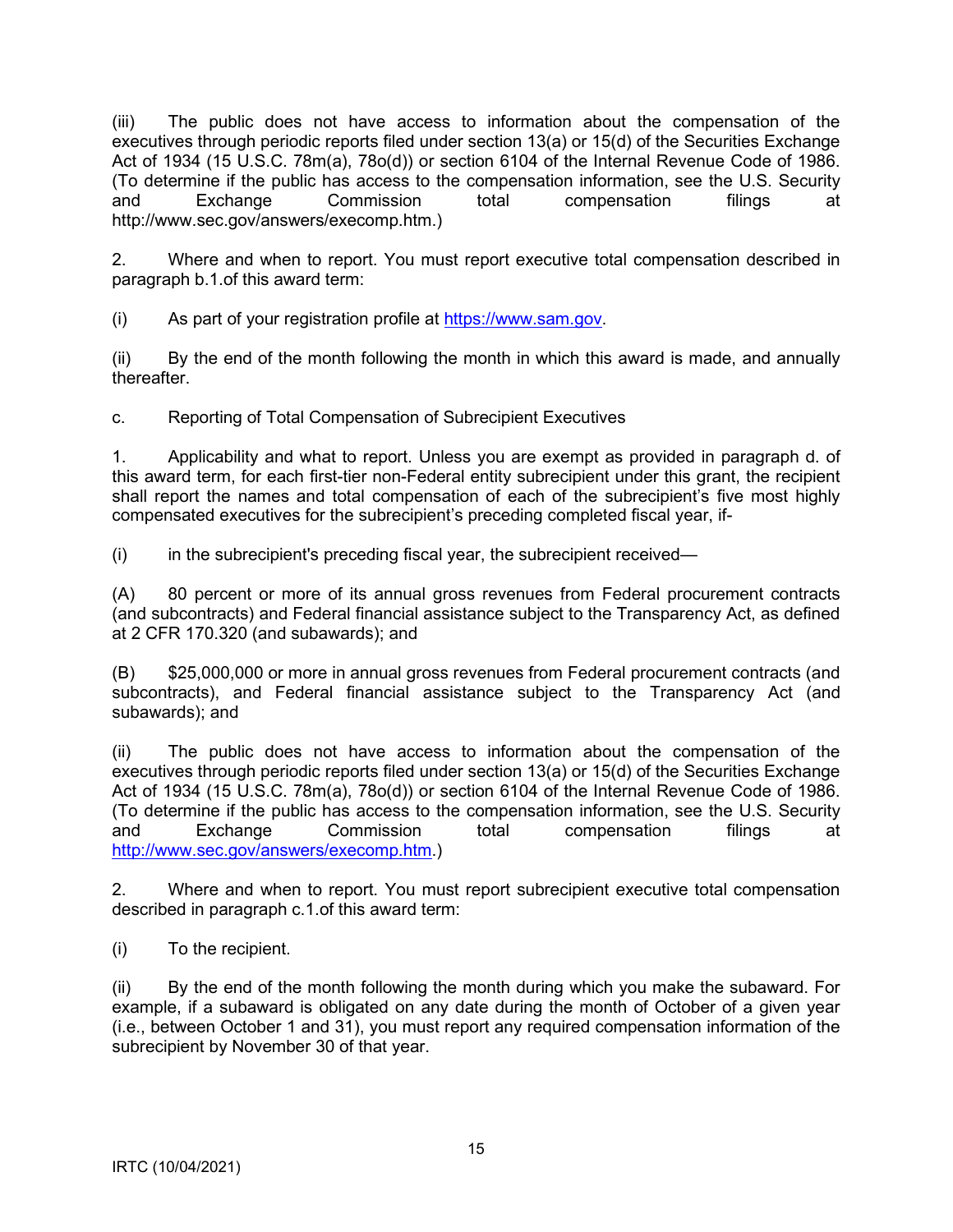(iii) The public does not have access to information about the compensation of the executives through periodic reports filed under section 13(a) or 15(d) of the Securities Exchange Act of 1934 (15 U.S.C. 78m(a), 78o(d)) or section 6104 of the Internal Revenue Code of 1986. (To determine if the public has access to the compensation information, see the U.S. Security and Exchange Commission total compensation filings at http://www.sec.gov/answers/execomp.htm.)

2. Where and when to report. You must report executive total compensation described in paragraph b.1.of this award term:

(i) As part of your registration profile at [https://www.sam.gov](https://www.sam.gov).

(ii) By the end of the month following the month in which this award is made, and annually thereafter.

c. Reporting of Total Compensation of Subrecipient Executives

1. Applicability and what to report. Unless you are exempt as provided in paragraph d. of this award term, for each first-tier non-Federal entity subrecipient under this grant, the recipient shall report the names and total compensation of each of the subrecipient's five most highly compensated executives for the subrecipient's preceding completed fiscal year, if-

(i) in the subrecipient's preceding fiscal year, the subrecipient received—

(A) 80 percent or more of its annual gross revenues from Federal procurement contracts (and subcontracts) and Federal financial assistance subject to the Transparency Act, as defined at 2 CFR 170.320 (and subawards); and

(B) $25,000,000 or more in annual gross revenues from Federal procurement contracts (and subcontracts), and Federal financial assistance subject to the Transparency Act (and subawards); and

(ii) The public does not have access to information about the compensation of the executives through periodic reports filed under section 13(a) or 15(d) of the Securities Exchange Act of 1934 (15 U.S.C. 78m(a), 78o(d)) or section 6104 of the Internal Revenue Code of 1986. (To determine if the public has access to the compensation information, see the U.S. Security and Exchange Commission total compensation filings at [http://www.sec.gov/answers/execomp.htm](http://www.sec.gov/answers/execomp.htm).)

2. Where and when to report. You must report subrecipient executive total compensation described in paragraph c.1.of this award term:

(i) To the recipient.

(ii) By the end of the month following the month during which you make the subaward. For example, if a subaward is obligated on any date during the month of October of a given year (i.e., between October 1 and 31), you must report any required compensation information of the subrecipient by November 30 of that year.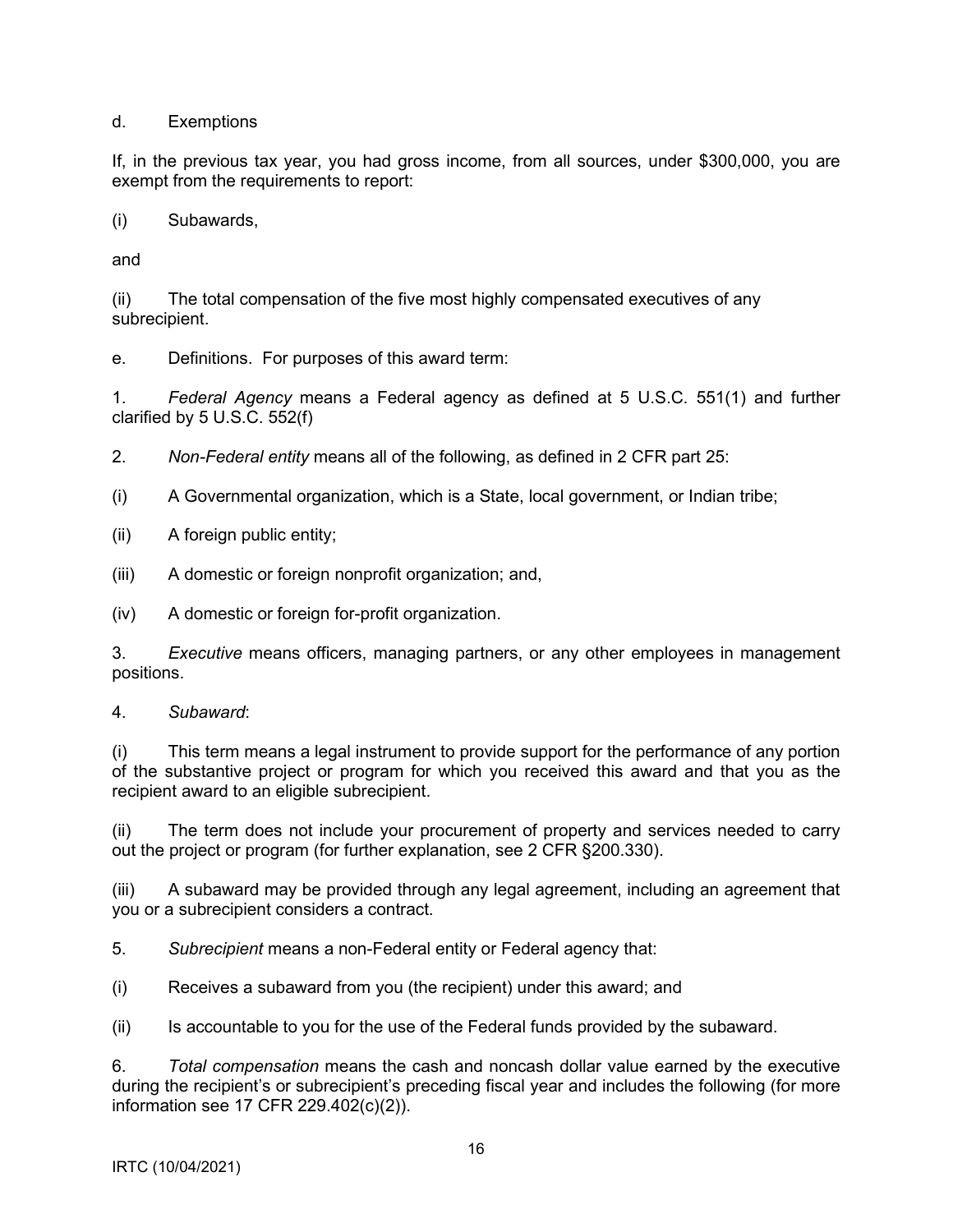d. Exemptions

If, in the previous tax year, you had gross income, from all sources, under $300,000, you are exempt from the requirements to report:

(i) Subawards,

and

(ii) The total compensation of the five most highly compensated executives of any subrecipient.

e. Definitions. For purposes of this award term:

1. *Federal Agency* means a Federal agency as defined at 5 U.S.C. 551(1) and further clarified by 5 U.S.C. 552(f)

2. *Non-Federal entity* means all of the following, as defined in 2 CFR part 25:

(i) A Governmental organization, which is a State, local government, or Indian tribe;

(ii) A foreign public entity;

(iii) A domestic or foreign nonprofit organization; and,

(iv) A domestic or foreign for-profit organization.

3. *Executive* means officers, managing partners, or any other employees in management positions.

4. *Subaward*:

(i) This term means a legal instrument to provide support for the performance of any portion of the substantive project or program for which you received this award and that you as the recipient award to an eligible subrecipient.

(ii) The term does not include your procurement of property and services needed to carry out the project or program (for further explanation, see 2 CFR §200.330).

(iii) A subaward may be provided through any legal agreement, including an agreement that you or a subrecipient considers a contract.

5. *Subrecipient* means a non-Federal entity or Federal agency that:

(i) Receives a subaward from you (the recipient) under this award; and

(ii) Is accountable to you for the use of the Federal funds provided by the subaward.

6. *Total compensation* means the cash and noncash dollar value earned by the executive during the recipient's or subrecipient's preceding fiscal year and includes the following (for more information see 17 CFR 229.402(c)(2)).

IRTC (10/04/2021)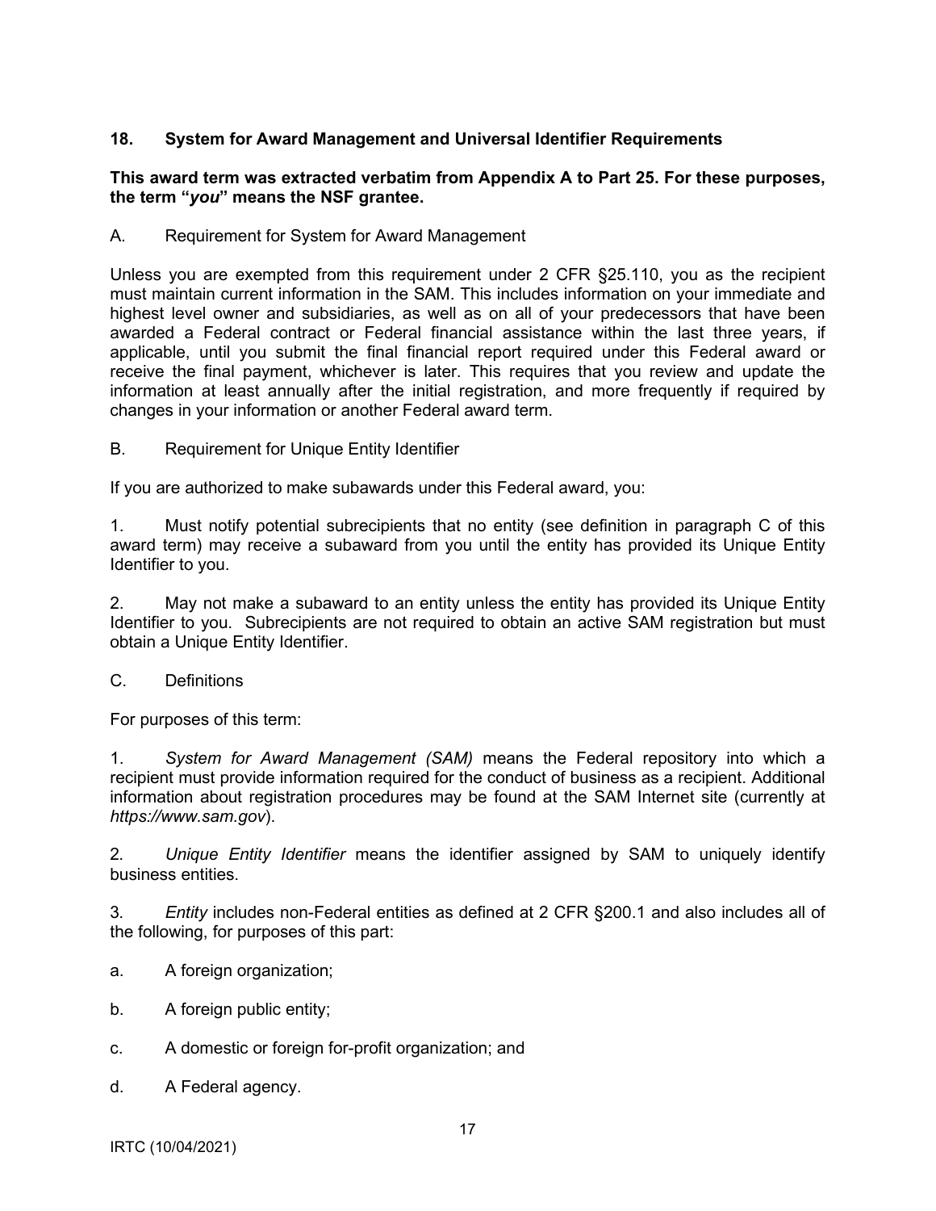## 18. System for Award Management and Universal Identifier Requirements

**This award term was extracted verbatim from Appendix A to Part 25. For these purposes, the term "*you*" means the NSF grantee.**

A. Requirement for System for Award Management

Unless you are exempted from this requirement under 2 CFR §25.110, you as the recipient must maintain current information in the SAM. This includes information on your immediate and highest level owner and subsidiaries, as well as on all of your predecessors that have been awarded a Federal contract or Federal financial assistance within the last three years, if applicable, until you submit the final financial report required under this Federal award or receive the final payment, whichever is later. This requires that you review and update the information at least annually after the initial registration, and more frequently if required by changes in your information or another Federal award term.

B. Requirement for Unique Entity Identifier

If you are authorized to make subawards under this Federal award, you:

1. Must notify potential subrecipients that no entity (see definition in paragraph C of this award term) may receive a subaward from you until the entity has provided its Unique Entity Identifier to you.

2. May not make a subaward to an entity unless the entity has provided its Unique Entity Identifier to you. Subrecipients are not required to obtain an active SAM registration but must obtain a Unique Entity Identifier.

C. Definitions

For purposes of this term:

1. *System for Award Management (SAM)* means the Federal repository into which a recipient must provide information required for the conduct of business as a recipient. Additional information about registration procedures may be found at the SAM Internet site (currently at *https://www.sam.gov*).

2. *Unique Entity Identifier* means the identifier assigned by SAM to uniquely identify business entities.

3. *Entity* includes non-Federal entities as defined at 2 CFR §200.1 and also includes all of the following, for purposes of this part:

a. A foreign organization;

b. A foreign public entity;

c. A domestic or foreign for-profit organization; and

d. A Federal agency.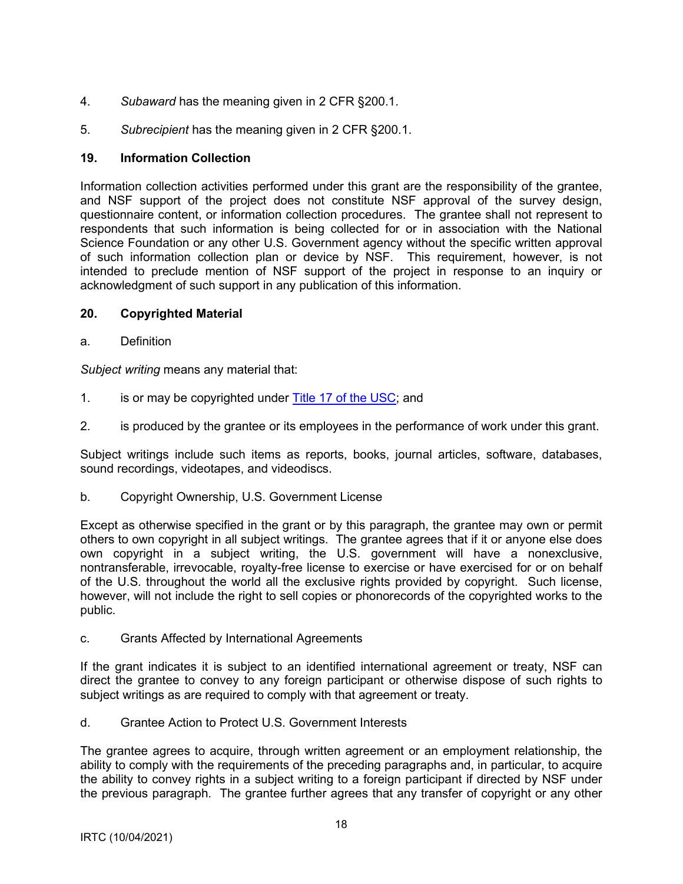4. *Subaward* has the meaning given in 2 CFR §200.1.

5. *Subrecipient* has the meaning given in 2 CFR §200.1.

## 19. Information Collection

Information collection activities performed under this grant are the responsibility of the grantee, and NSF support of the project does not constitute NSF approval of the survey design, questionnaire content, or information collection procedures. The grantee shall not represent to respondents that such information is being collected for or in association with the National Science Foundation or any other U.S. Government agency without the specific written approval of such information collection plan or device by NSF. This requirement, however, is not intended to preclude mention of NSF support of the project in response to an inquiry or acknowledgment of such support in any publication of this information.

## 20. Copyrighted Material

a. Definition

*Subject writing* means any material that:

1. is or may be copyrighted under [Title 17 of the USC]; and

2. is produced by the grantee or its employees in the performance of work under this grant.

Subject writings include such items as reports, books, journal articles, software, databases, sound recordings, videotapes, and videodiscs.

b. Copyright Ownership, U.S. Government License

Except as otherwise specified in the grant or by this paragraph, the grantee may own or permit others to own copyright in all subject writings. The grantee agrees that if it or anyone else does own copyright in a subject writing, the U.S. government will have a nonexclusive, nontransferable, irrevocable, royalty-free license to exercise or have exercised for or on behalf of the U.S. throughout the world all the exclusive rights provided by copyright. Such license, however, will not include the right to sell copies or phonorecords of the copyrighted works to the public.

c. Grants Affected by International Agreements

If the grant indicates it is subject to an identified international agreement or treaty, NSF can direct the grantee to convey to any foreign participant or otherwise dispose of such rights to subject writings as are required to comply with that agreement or treaty.

d. Grantee Action to Protect U.S. Government Interests

The grantee agrees to acquire, through written agreement or an employment relationship, the ability to comply with the requirements of the preceding paragraphs and, in particular, to acquire the ability to convey rights in a subject writing to a foreign participant if directed by NSF under the previous paragraph. The grantee further agrees that any transfer of copyright or any other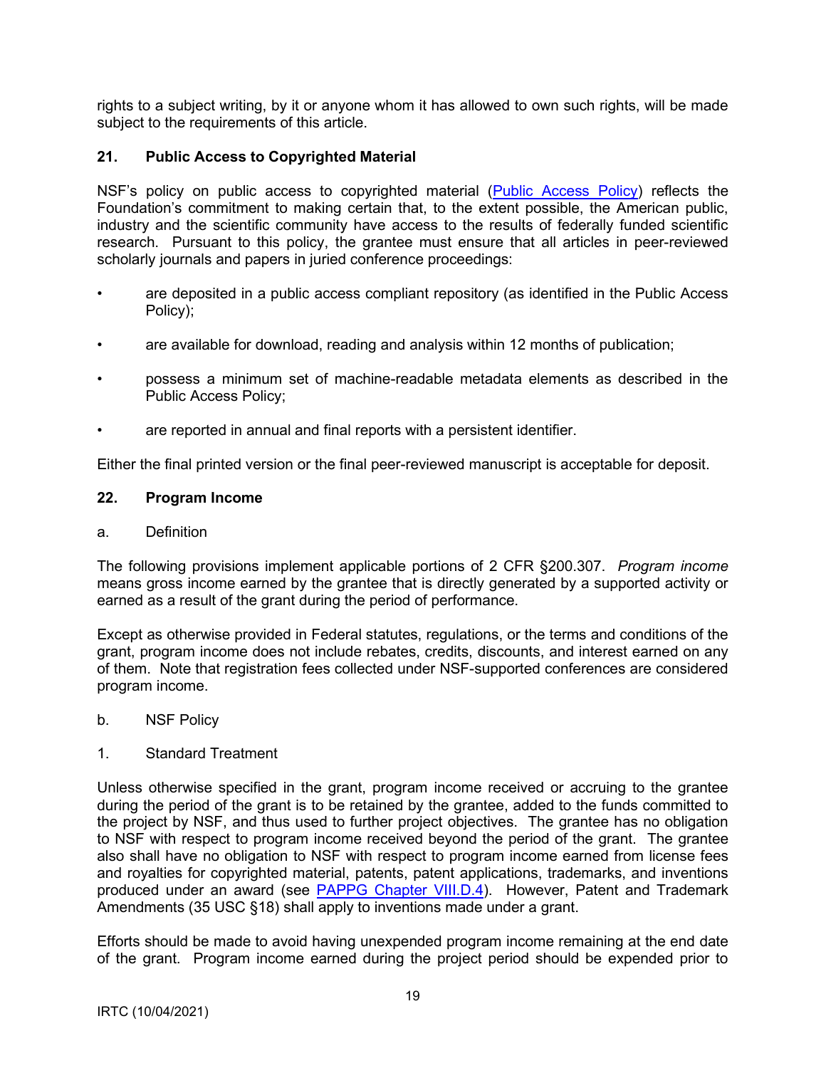rights to a subject writing, by it or anyone whom it has allowed to own such rights, will be made subject to the requirements of this article.

### 21. Public Access to Copyrighted Material

NSF's policy on public access to copyrighted material ([Public Access Policy]) reflects the Foundation's commitment to making certain that, to the extent possible, the American public, industry and the scientific community have access to the results of federally funded scientific research. Pursuant to this policy, the grantee must ensure that all articles in peer-reviewed scholarly journals and papers in juried conference proceedings:

- are deposited in a public access compliant repository (as identified in the Public Access Policy);
- are available for download, reading and analysis within 12 months of publication;
- possess a minimum set of machine-readable metadata elements as described in the Public Access Policy;
- are reported in annual and final reports with a persistent identifier.

Either the final printed version or the final peer-reviewed manuscript is acceptable for deposit.

### 22. Program Income

a. Definition

The following provisions implement applicable portions of 2 CFR §200.307. *Program income* means gross income earned by the grantee that is directly generated by a supported activity or earned as a result of the grant during the period of performance.

Except as otherwise provided in Federal statutes, regulations, or the terms and conditions of the grant, program income does not include rebates, credits, discounts, and interest earned on any of them. Note that registration fees collected under NSF-supported conferences are considered program income.

b. NSF Policy

1. Standard Treatment

Unless otherwise specified in the grant, program income received or accruing to the grantee during the period of the grant is to be retained by the grantee, added to the funds committed to the project by NSF, and thus used to further project objectives. The grantee has no obligation to NSF with respect to program income received beyond the period of the grant. The grantee also shall have no obligation to NSF with respect to program income earned from license fees and royalties for copyrighted material, patents, patent applications, trademarks, and inventions produced under an award (see [PAPPG Chapter VIII.D.4]). However, Patent and Trademark Amendments (35 USC §18) shall apply to inventions made under a grant.

Efforts should be made to avoid having unexpended program income remaining at the end date of the grant. Program income earned during the project period should be expended prior to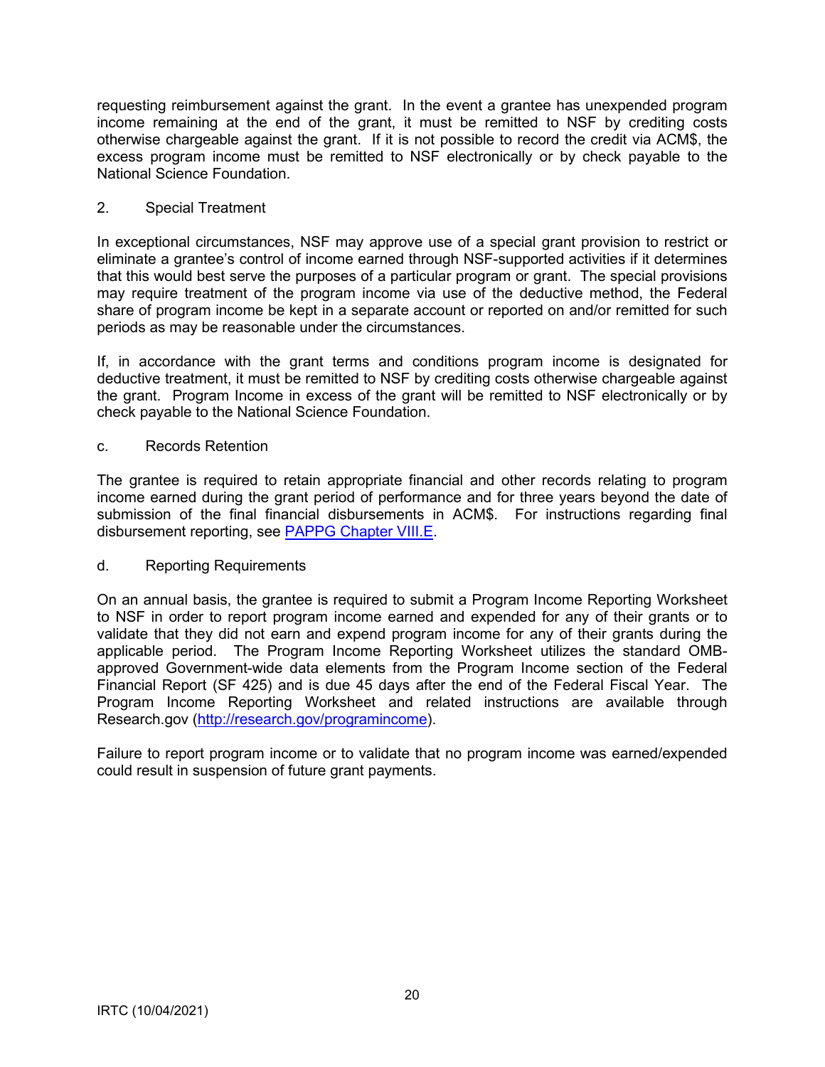requesting reimbursement against the grant. In the event a grantee has unexpended program income remaining at the end of the grant, it must be remitted to NSF by crediting costs otherwise chargeable against the grant. If it is not possible to record the credit via ACM$, the excess program income must be remitted to NSF electronically or by check payable to the National Science Foundation.

2. Special Treatment

In exceptional circumstances, NSF may approve use of a special grant provision to restrict or eliminate a grantee's control of income earned through NSF-supported activities if it determines that this would best serve the purposes of a particular program or grant. The special provisions may require treatment of the program income via use of the deductive method, the Federal share of program income be kept in a separate account or reported on and/or remitted for such periods as may be reasonable under the circumstances.

If, in accordance with the grant terms and conditions program income is designated for deductive treatment, it must be remitted to NSF by crediting costs otherwise chargeable against the grant. Program Income in excess of the grant will be remitted to NSF electronically or by check payable to the National Science Foundation.

c. Records Retention

The grantee is required to retain appropriate financial and other records relating to program income earned during the grant period of performance and for three years beyond the date of submission of the final financial disbursements in ACM$. For instructions regarding final disbursement reporting, see [PAPPG Chapter VIII.E](PAPPG Chapter VIII.E).

d. Reporting Requirements

On an annual basis, the grantee is required to submit a Program Income Reporting Worksheet to NSF in order to report program income earned and expended for any of their grants or to validate that they did not earn and expend program income for any of their grants during the applicable period. The Program Income Reporting Worksheet utilizes the standard OMB-approved Government-wide data elements from the Program Income section of the Federal Financial Report (SF 425) and is due 45 days after the end of the Federal Fiscal Year. The Program Income Reporting Worksheet and related instructions are available through Research.gov (http://research.gov/programincome).

Failure to report program income or to validate that no program income was earned/expended could result in suspension of future grant payments.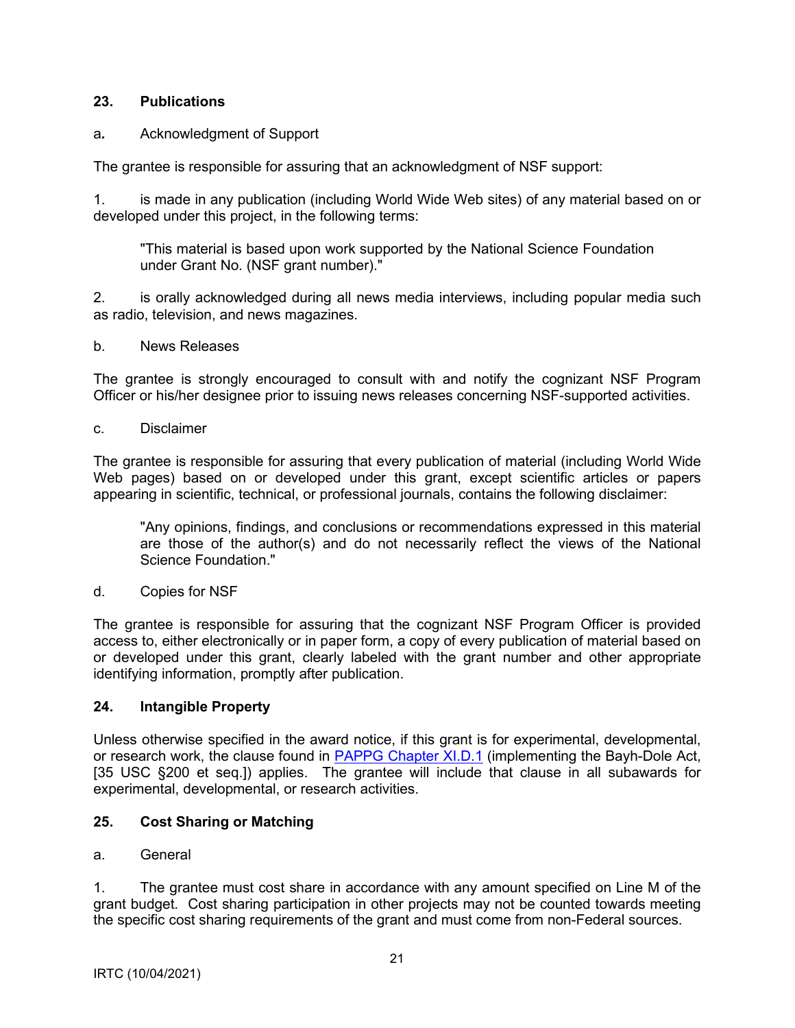## 23. Publications

a. Acknowledgment of Support

The grantee is responsible for assuring that an acknowledgment of NSF support:

1. is made in any publication (including World Wide Web sites) of any material based on or developed under this project, in the following terms:

> "This material is based upon work supported by the National Science Foundation under Grant No. (NSF grant number)."

2. is orally acknowledged during all news media interviews, including popular media such as radio, television, and news magazines.

b. News Releases

The grantee is strongly encouraged to consult with and notify the cognizant NSF Program Officer or his/her designee prior to issuing news releases concerning NSF-supported activities.

c. Disclaimer

The grantee is responsible for assuring that every publication of material (including World Wide Web pages) based on or developed under this grant, except scientific articles or papers appearing in scientific, technical, or professional journals, contains the following disclaimer:

> "Any opinions, findings, and conclusions or recommendations expressed in this material are those of the author(s) and do not necessarily reflect the views of the National Science Foundation."

d. Copies for NSF

The grantee is responsible for assuring that the cognizant NSF Program Officer is provided access to, either electronically or in paper form, a copy of every publication of material based on or developed under this grant, clearly labeled with the grant number and other appropriate identifying information, promptly after publication.

## 24. Intangible Property

Unless otherwise specified in the award notice, if this grant is for experimental, developmental, or research work, the clause found in PAPPG Chapter XI.D.1 (implementing the Bayh-Dole Act, [35 USC §200 et seq.]) applies. The grantee will include that clause in all subawards for experimental, developmental, or research activities.

## 25. Cost Sharing or Matching

a. General

1. The grantee must cost share in accordance with any amount specified on Line M of the grant budget. Cost sharing participation in other projects may not be counted towards meeting the specific cost sharing requirements of the grant and must come from non-Federal sources.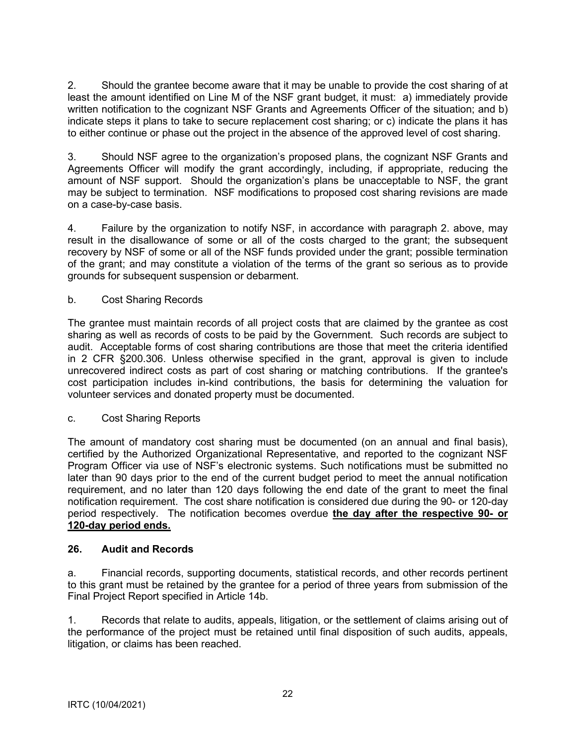2. Should the grantee become aware that it may be unable to provide the cost sharing of at least the amount identified on Line M of the NSF grant budget, it must: a) immediately provide written notification to the cognizant NSF Grants and Agreements Officer of the situation; and b) indicate steps it plans to take to secure replacement cost sharing; or c) indicate the plans it has to either continue or phase out the project in the absence of the approved level of cost sharing.

3. Should NSF agree to the organization's proposed plans, the cognizant NSF Grants and Agreements Officer will modify the grant accordingly, including, if appropriate, reducing the amount of NSF support. Should the organization's plans be unacceptable to NSF, the grant may be subject to termination. NSF modifications to proposed cost sharing revisions are made on a case-by-case basis.

4. Failure by the organization to notify NSF, in accordance with paragraph 2. above, may result in the disallowance of some or all of the costs charged to the grant; the subsequent recovery by NSF of some or all of the NSF funds provided under the grant; possible termination of the grant; and may constitute a violation of the terms of the grant so serious as to provide grounds for subsequent suspension or debarment.

b. Cost Sharing Records

The grantee must maintain records of all project costs that are claimed by the grantee as cost sharing as well as records of costs to be paid by the Government. Such records are subject to audit. Acceptable forms of cost sharing contributions are those that meet the criteria identified in 2 CFR §200.306. Unless otherwise specified in the grant, approval is given to include unrecovered indirect costs as part of cost sharing or matching contributions. If the grantee's cost participation includes in-kind contributions, the basis for determining the valuation for volunteer services and donated property must be documented.

c. Cost Sharing Reports

The amount of mandatory cost sharing must be documented (on an annual and final basis), certified by the Authorized Organizational Representative, and reported to the cognizant NSF Program Officer via use of NSF's electronic systems. Such notifications must be submitted no later than 90 days prior to the end of the current budget period to meet the annual notification requirement, and no later than 120 days following the end date of the grant to meet the final notification requirement. The cost share notification is considered due during the 90- or 120-day period respectively. The notification becomes overdue **the day after the respective 90- or 120-day period ends.**

## 26. Audit and Records

a. Financial records, supporting documents, statistical records, and other records pertinent to this grant must be retained by the grantee for a period of three years from submission of the Final Project Report specified in Article 14b.

1. Records that relate to audits, appeals, litigation, or the settlement of claims arising out of the performance of the project must be retained until final disposition of such audits, appeals, litigation, or claims has been reached.

IRTC (10/04/2021)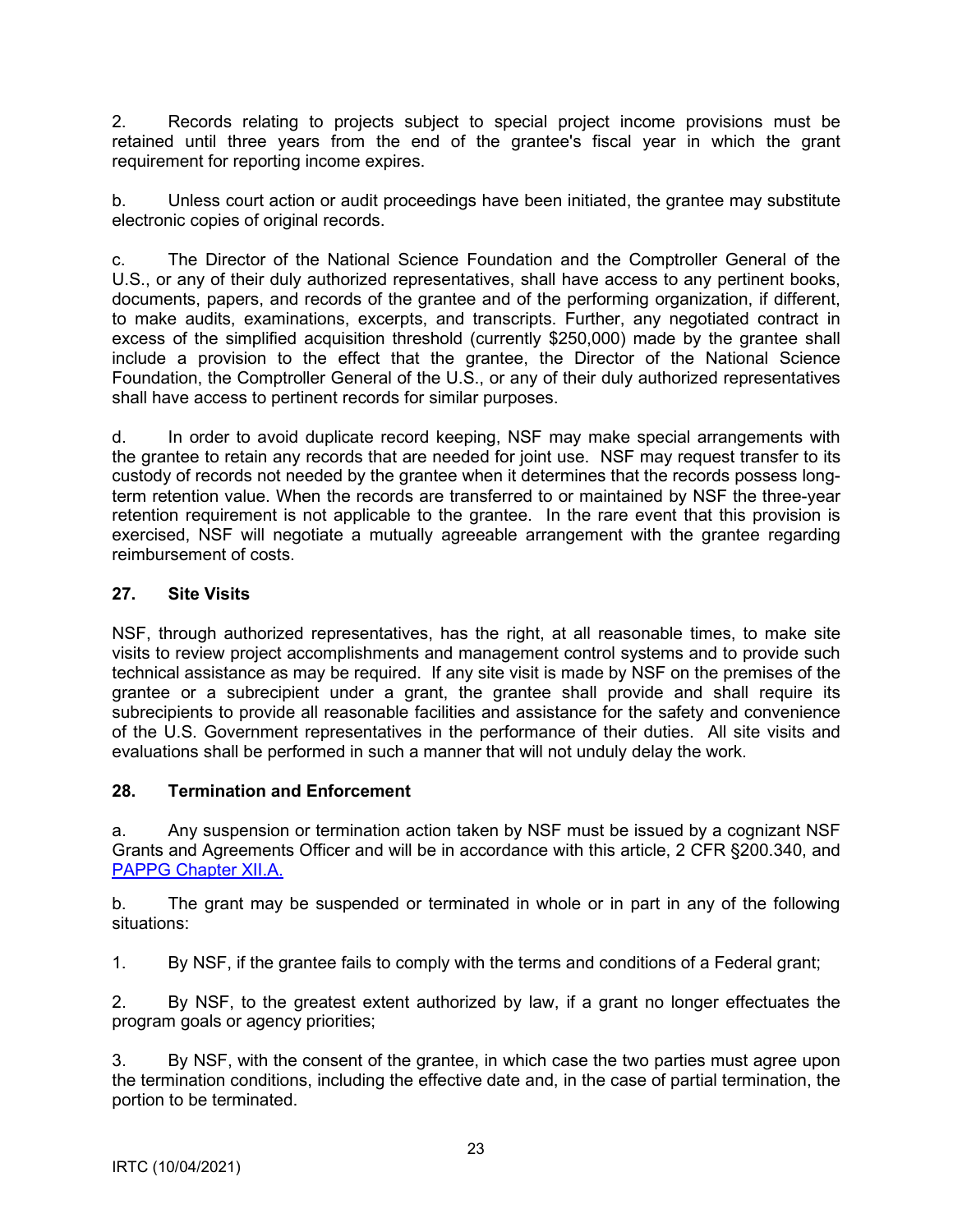2. Records relating to projects subject to special project income provisions must be retained until three years from the end of the grantee's fiscal year in which the grant requirement for reporting income expires.

b. Unless court action or audit proceedings have been initiated, the grantee may substitute electronic copies of original records.

c. The Director of the National Science Foundation and the Comptroller General of the U.S., or any of their duly authorized representatives, shall have access to any pertinent books, documents, papers, and records of the grantee and of the performing organization, if different, to make audits, examinations, excerpts, and transcripts. Further, any negotiated contract in excess of the simplified acquisition threshold (currently $250,000) made by the grantee shall include a provision to the effect that the grantee, the Director of the National Science Foundation, the Comptroller General of the U.S., or any of their duly authorized representatives shall have access to pertinent records for similar purposes.

d. In order to avoid duplicate record keeping, NSF may make special arrangements with the grantee to retain any records that are needed for joint use. NSF may request transfer to its custody of records not needed by the grantee when it determines that the records possess long-term retention value. When the records are transferred to or maintained by NSF the three-year retention requirement is not applicable to the grantee. In the rare event that this provision is exercised, NSF will negotiate a mutually agreeable arrangement with the grantee regarding reimbursement of costs.

**27. Site Visits**

NSF, through authorized representatives, has the right, at all reasonable times, to make site visits to review project accomplishments and management control systems and to provide such technical assistance as may be required. If any site visit is made by NSF on the premises of the grantee or a subrecipient under a grant, the grantee shall provide and shall require its subrecipients to provide all reasonable facilities and assistance for the safety and convenience of the U.S. Government representatives in the performance of their duties. All site visits and evaluations shall be performed in such a manner that will not unduly delay the work.

**28. Termination and Enforcement**

a. Any suspension or termination action taken by NSF must be issued by a cognizant NSF Grants and Agreements Officer and will be in accordance with this article, 2 CFR §200.340, and [PAPPG Chapter XII.A.]

b. The grant may be suspended or terminated in whole or in part in any of the following situations:

1. By NSF, if the grantee fails to comply with the terms and conditions of a Federal grant;

2. By NSF, to the greatest extent authorized by law, if a grant no longer effectuates the program goals or agency priorities;

3. By NSF, with the consent of the grantee, in which case the two parties must agree upon the termination conditions, including the effective date and, in the case of partial termination, the portion to be terminated.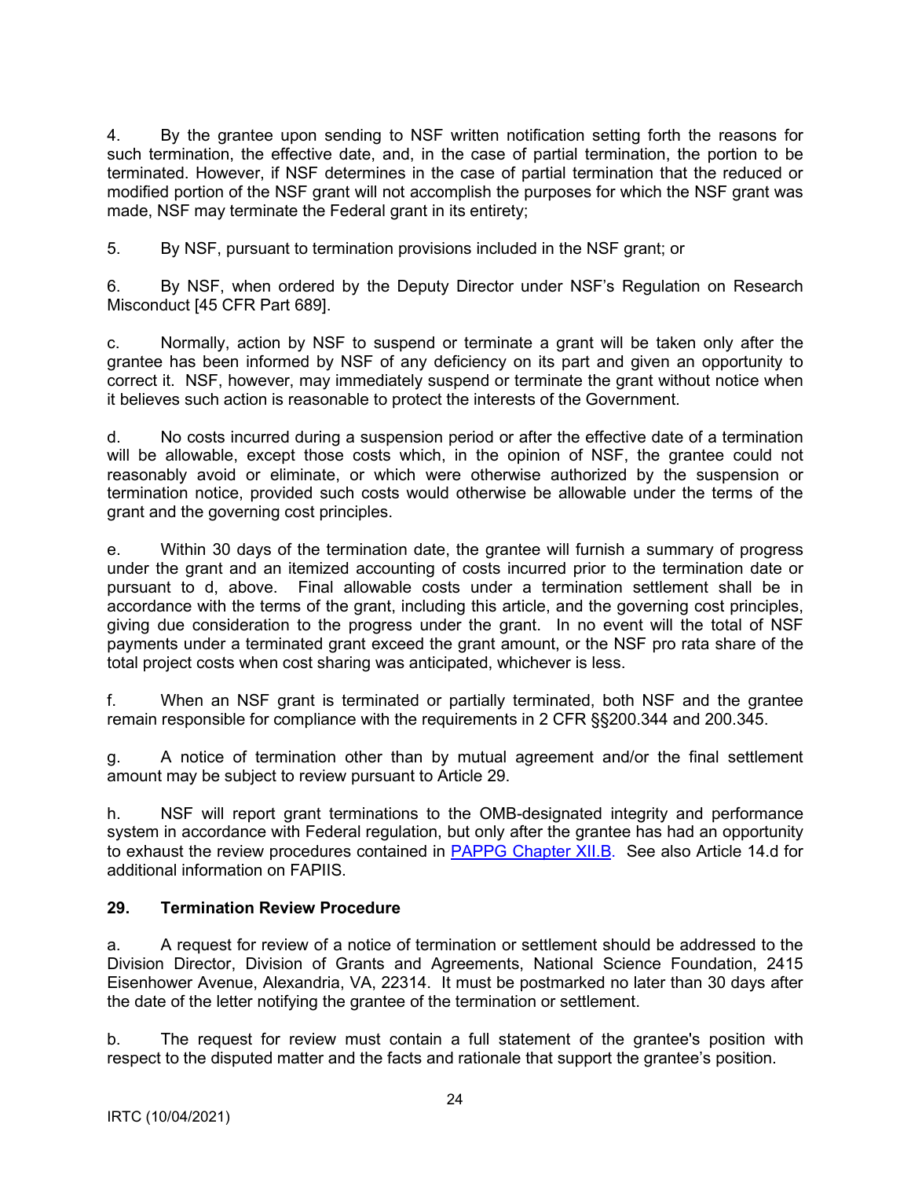4. By the grantee upon sending to NSF written notification setting forth the reasons for such termination, the effective date, and, in the case of partial termination, the portion to be terminated. However, if NSF determines in the case of partial termination that the reduced or modified portion of the NSF grant will not accomplish the purposes for which the NSF grant was made, NSF may terminate the Federal grant in its entirety;

5. By NSF, pursuant to termination provisions included in the NSF grant; or

6. By NSF, when ordered by the Deputy Director under NSF's Regulation on Research Misconduct [45 CFR Part 689].

c. Normally, action by NSF to suspend or terminate a grant will be taken only after the grantee has been informed by NSF of any deficiency on its part and given an opportunity to correct it. NSF, however, may immediately suspend or terminate the grant without notice when it believes such action is reasonable to protect the interests of the Government.

d. No costs incurred during a suspension period or after the effective date of a termination will be allowable, except those costs which, in the opinion of NSF, the grantee could not reasonably avoid or eliminate, or which were otherwise authorized by the suspension or termination notice, provided such costs would otherwise be allowable under the terms of the grant and the governing cost principles.

e. Within 30 days of the termination date, the grantee will furnish a summary of progress under the grant and an itemized accounting of costs incurred prior to the termination date or pursuant to d, above. Final allowable costs under a termination settlement shall be in accordance with the terms of the grant, including this article, and the governing cost principles, giving due consideration to the progress under the grant. In no event will the total of NSF payments under a terminated grant exceed the grant amount, or the NSF pro rata share of the total project costs when cost sharing was anticipated, whichever is less.

f. When an NSF grant is terminated or partially terminated, both NSF and the grantee remain responsible for compliance with the requirements in 2 CFR §§200.344 and 200.345.

g. A notice of termination other than by mutual agreement and/or the final settlement amount may be subject to review pursuant to Article 29.

h. NSF will report grant terminations to the OMB-designated integrity and performance system in accordance with Federal regulation, but only after the grantee has had an opportunity to exhaust the review procedures contained in [PAPPG Chapter XII.B](). See also Article 14.d for additional information on FAPIIS.

## 29. Termination Review Procedure

a. A request for review of a notice of termination or settlement should be addressed to the Division Director, Division of Grants and Agreements, National Science Foundation, 2415 Eisenhower Avenue, Alexandria, VA, 22314. It must be postmarked no later than 30 days after the date of the letter notifying the grantee of the termination or settlement.

b. The request for review must contain a full statement of the grantee's position with respect to the disputed matter and the facts and rationale that support the grantee's position.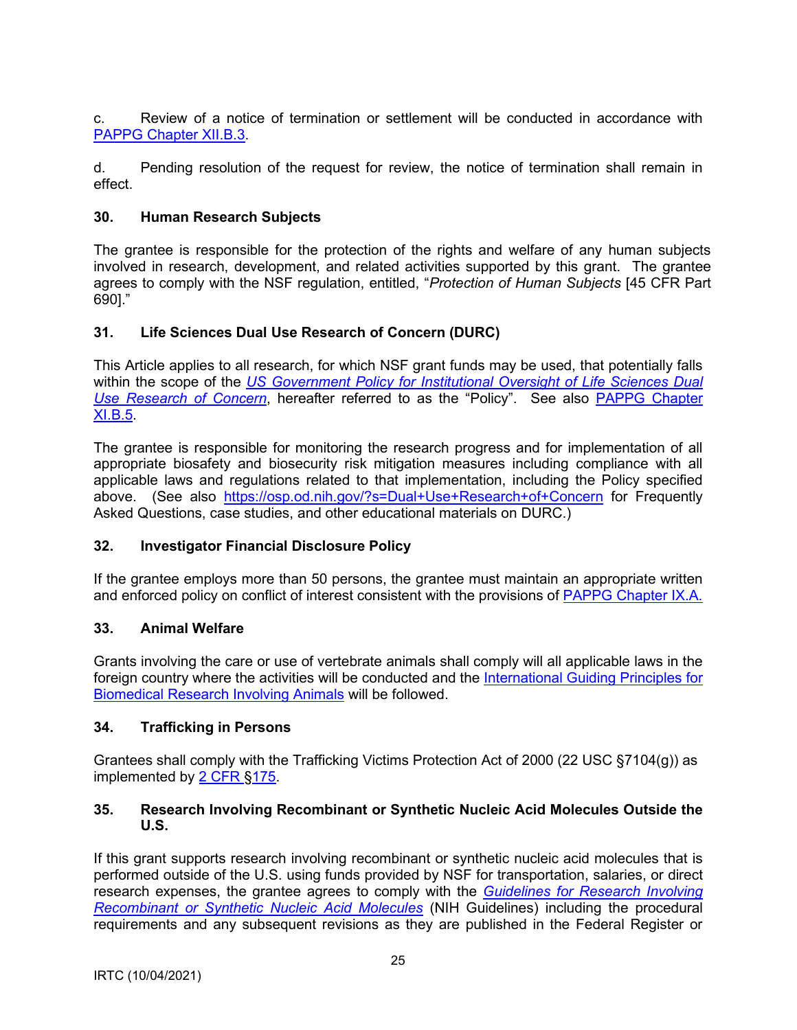c. Review of a notice of termination or settlement will be conducted in accordance with PAPPG Chapter XII.B.3.

d. Pending resolution of the request for review, the notice of termination shall remain in effect.

### 30. Human Research Subjects

The grantee is responsible for the protection of the rights and welfare of any human subjects involved in research, development, and related activities supported by this grant. The grantee agrees to comply with the NSF regulation, entitled, "*Protection of Human Subjects* [45 CFR Part 690]."

### 31. Life Sciences Dual Use Research of Concern (DURC)

This Article applies to all research, for which NSF grant funds may be used, that potentially falls within the scope of the *US Government Policy for Institutional Oversight of Life Sciences Dual Use Research of Concern*, hereafter referred to as the "Policy". See also PAPPG Chapter XI.B.5.

The grantee is responsible for monitoring the research progress and for implementation of all appropriate biosafety and biosecurity risk mitigation measures including compliance with all applicable laws and regulations related to that implementation, including the Policy specified above. (See also https://osp.od.nih.gov/?s=Dual+Use+Research+of+Concern for Frequently Asked Questions, case studies, and other educational materials on DURC.)

### 32. Investigator Financial Disclosure Policy

If the grantee employs more than 50 persons, the grantee must maintain an appropriate written and enforced policy on conflict of interest consistent with the provisions of PAPPG Chapter IX.A.

### 33. Animal Welfare

Grants involving the care or use of vertebrate animals shall comply will all applicable laws in the foreign country where the activities will be conducted and the International Guiding Principles for Biomedical Research Involving Animals will be followed.

### 34. Trafficking in Persons

Grantees shall comply with the Trafficking Victims Protection Act of 2000 (22 USC §7104(g)) as implemented by 2 CFR §175.

### 35. Research Involving Recombinant or Synthetic Nucleic Acid Molecules Outside the U.S.

If this grant supports research involving recombinant or synthetic nucleic acid molecules that is performed outside of the U.S. using funds provided by NSF for transportation, salaries, or direct research expenses, the grantee agrees to comply with the *Guidelines for Research Involving Recombinant or Synthetic Nucleic Acid Molecules* (NIH Guidelines) including the procedural requirements and any subsequent revisions as they are published in the Federal Register or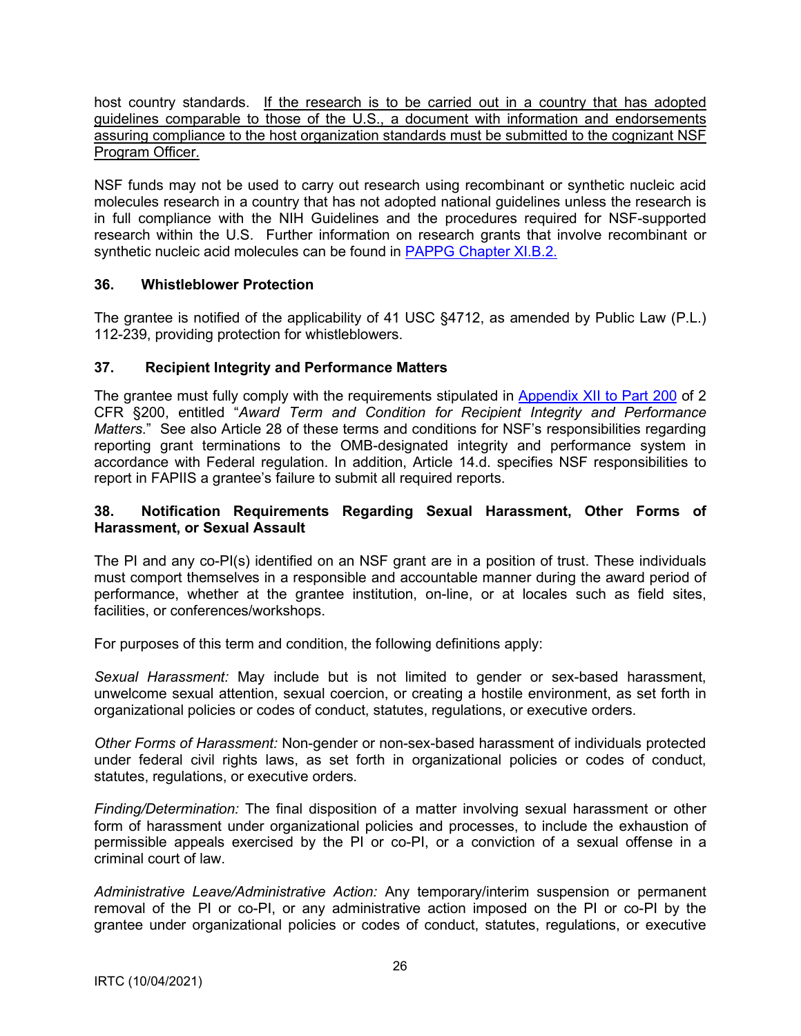host country standards. <u>If the research is to be carried out in a country that has adopted guidelines comparable to those of the U.S., a document with information and endorsements assuring compliance to the host organization standards must be submitted to the cognizant NSF Program Officer.</u>

NSF funds may not be used to carry out research using recombinant or synthetic nucleic acid molecules research in a country that has not adopted national guidelines unless the research is in full compliance with the NIH Guidelines and the procedures required for NSF-supported research within the U.S. Further information on research grants that involve recombinant or synthetic nucleic acid molecules can be found in [PAPPG Chapter XI.B.2.](#)

**36. Whistleblower Protection**

The grantee is notified of the applicability of 41 USC §4712, as amended by Public Law (P.L.) 112-239, providing protection for whistleblowers.

**37. Recipient Integrity and Performance Matters**

The grantee must fully comply with the requirements stipulated in [Appendix XII to Part 200](#) of 2 CFR §200, entitled "*Award Term and Condition for Recipient Integrity and Performance Matters*." See also Article 28 of these terms and conditions for NSF's responsibilities regarding reporting grant terminations to the OMB-designated integrity and performance system in accordance with Federal regulation. In addition, Article 14.d. specifies NSF responsibilities to report in FAPIIS a grantee's failure to submit all required reports.

**38. Notification Requirements Regarding Sexual Harassment, Other Forms of Harassment, or Sexual Assault**

The PI and any co-PI(s) identified on an NSF grant are in a position of trust. These individuals must comport themselves in a responsible and accountable manner during the award period of performance, whether at the grantee institution, on-line, or at locales such as field sites, facilities, or conferences/workshops.

For purposes of this term and condition, the following definitions apply:

*Sexual Harassment:* May include but is not limited to gender or sex-based harassment, unwelcome sexual attention, sexual coercion, or creating a hostile environment, as set forth in organizational policies or codes of conduct, statutes, regulations, or executive orders.

*Other Forms of Harassment:* Non-gender or non-sex-based harassment of individuals protected under federal civil rights laws, as set forth in organizational policies or codes of conduct, statutes, regulations, or executive orders.

*Finding/Determination:* The final disposition of a matter involving sexual harassment or other form of harassment under organizational policies and processes, to include the exhaustion of permissible appeals exercised by the PI or co-PI, or a conviction of a sexual offense in a criminal court of law.

*Administrative Leave/Administrative Action:* Any temporary/interim suspension or permanent removal of the PI or co-PI, or any administrative action imposed on the PI or co-PI by the grantee under organizational policies or codes of conduct, statutes, regulations, or executive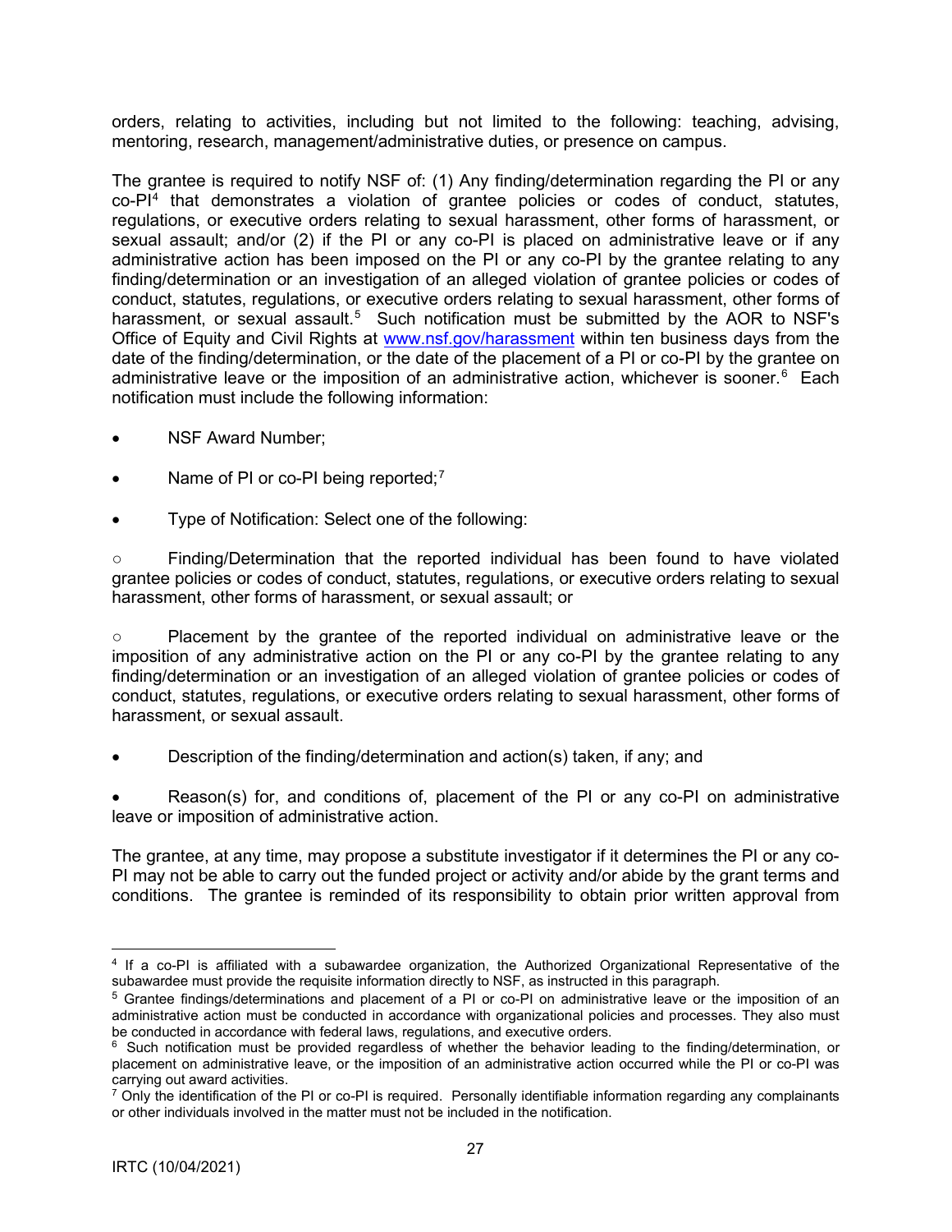orders, relating to activities, including but not limited to the following: teaching, advising, mentoring, research, management/administrative duties, or presence on campus.

The grantee is required to notify NSF of: (1) Any finding/determination regarding the PI or any co-PI[4] that demonstrates a violation of grantee policies or codes of conduct, statutes, regulations, or executive orders relating to sexual harassment, other forms of harassment, or sexual assault; and/or (2) if the PI or any co-PI is placed on administrative leave or if any administrative action has been imposed on the PI or any co-PI by the grantee relating to any finding/determination or an investigation of an alleged violation of grantee policies or codes of conduct, statutes, regulations, or executive orders relating to sexual harassment, other forms of harassment, or sexual assault.[5] Such notification must be submitted by the AOR to NSF's Office of Equity and Civil Rights at www.nsf.gov/harassment within ten business days from the date of the finding/determination, or the date of the placement of a PI or co-PI by the grantee on administrative leave or the imposition of an administrative action, whichever is sooner.[6] Each notification must include the following information:

- NSF Award Number;
- Name of PI or co-PI being reported;[7]
- Type of Notification: Select one of the following:

○ Finding/Determination that the reported individual has been found to have violated grantee policies or codes of conduct, statutes, regulations, or executive orders relating to sexual harassment, other forms of harassment, or sexual assault; or

○ Placement by the grantee of the reported individual on administrative leave or the imposition of any administrative action on the PI or any co-PI by the grantee relating to any finding/determination or an investigation of an alleged violation of grantee policies or codes of conduct, statutes, regulations, or executive orders relating to sexual harassment, other forms of harassment, or sexual assault.

- Description of the finding/determination and action(s) taken, if any; and
- Reason(s) for, and conditions of, placement of the PI or any co-PI on administrative leave or imposition of administrative action.

The grantee, at any time, may propose a substitute investigator if it determines the PI or any co-PI may not be able to carry out the funded project or activity and/or abide by the grant terms and conditions. The grantee is reminded of its responsibility to obtain prior written approval from

---

[4] If a co-PI is affiliated with a subawardee organization, the Authorized Organizational Representative of the subawardee must provide the requisite information directly to NSF, as instructed in this paragraph.

[5] Grantee findings/determinations and placement of a PI or co-PI on administrative leave or the imposition of an administrative action must be conducted in accordance with organizational policies and processes. They also must be conducted in accordance with federal laws, regulations, and executive orders.

[6] Such notification must be provided regardless of whether the behavior leading to the finding/determination, or placement on administrative leave, or the imposition of an administrative action occurred while the PI or co-PI was carrying out award activities.

[7] Only the identification of the PI or co-PI is required. Personally identifiable information regarding any complainants or other individuals involved in the matter must not be included in the notification.

IRTC (10/04/2021)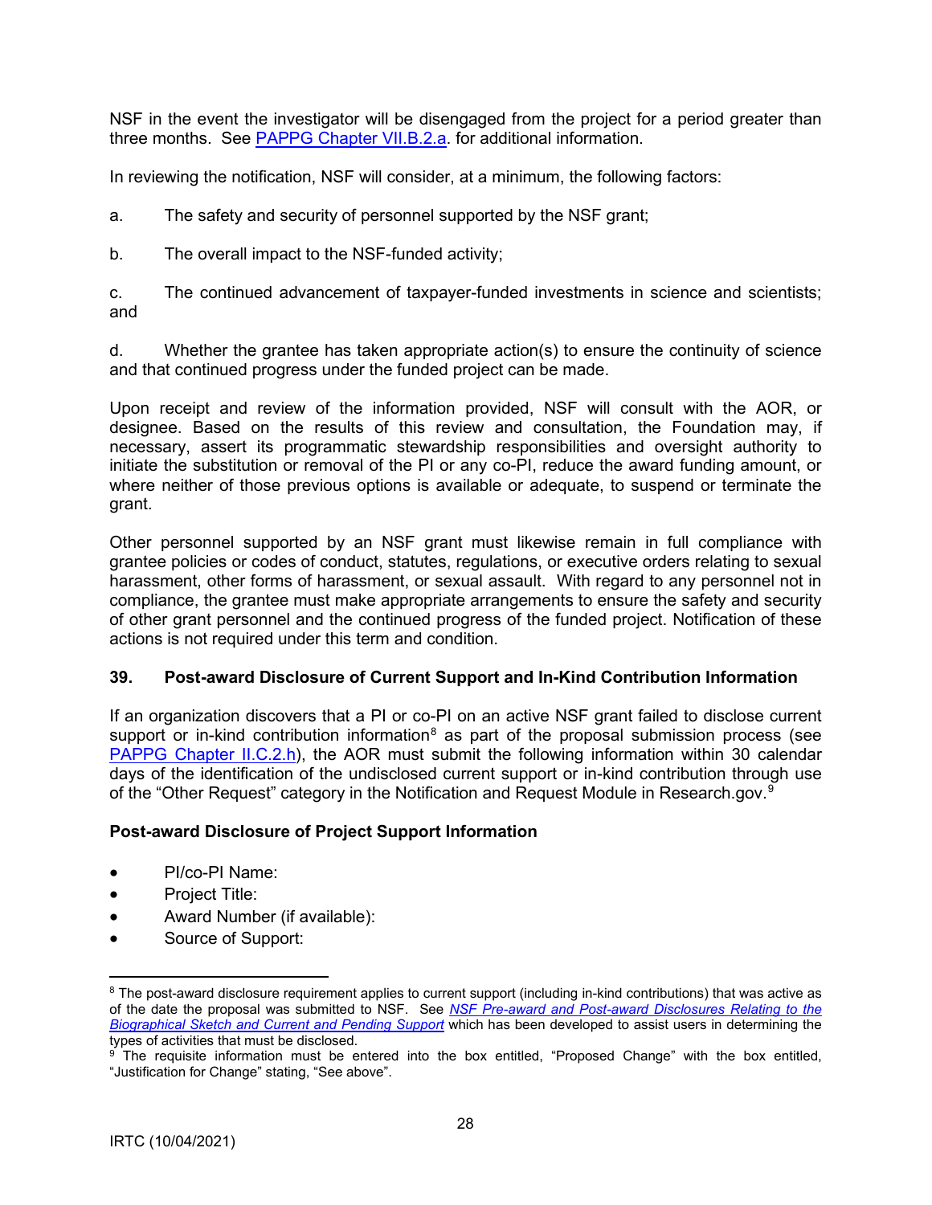NSF in the event the investigator will be disengaged from the project for a period greater than three months. See PAPPG Chapter VII.B.2.a. for additional information.

In reviewing the notification, NSF will consider, at a minimum, the following factors:

a. The safety and security of personnel supported by the NSF grant;

b. The overall impact to the NSF-funded activity;

c. The continued advancement of taxpayer-funded investments in science and scientists; and

d. Whether the grantee has taken appropriate action(s) to ensure the continuity of science and that continued progress under the funded project can be made.

Upon receipt and review of the information provided, NSF will consult with the AOR, or designee. Based on the results of this review and consultation, the Foundation may, if necessary, assert its programmatic stewardship responsibilities and oversight authority to initiate the substitution or removal of the PI or any co-PI, reduce the award funding amount, or where neither of those previous options is available or adequate, to suspend or terminate the grant.

Other personnel supported by an NSF grant must likewise remain in full compliance with grantee policies or codes of conduct, statutes, regulations, or executive orders relating to sexual harassment, other forms of harassment, or sexual assault. With regard to any personnel not in compliance, the grantee must make appropriate arrangements to ensure the safety and security of other grant personnel and the continued progress of the funded project. Notification of these actions is not required under this term and condition.

### 39. Post-award Disclosure of Current Support and In-Kind Contribution Information

If an organization discovers that a PI or co-PI on an active NSF grant failed to disclose current support or in-kind contribution information[8] as part of the proposal submission process (see PAPPG Chapter II.C.2.h), the AOR must submit the following information within 30 calendar days of the identification of the undisclosed current support or in-kind contribution through use of the "Other Request" category in the Notification and Request Module in Research.gov.[9]

**Post-award Disclosure of Project Support Information**

- PI/co-PI Name:
- Project Title:
- Award Number (if available):
- Source of Support:

---

[8] The post-award disclosure requirement applies to current support (including in-kind contributions) that was active as of the date the proposal was submitted to NSF. See *NSF Pre-award and Post-award Disclosures Relating to the Biographical Sketch and Current and Pending Support* which has been developed to assist users in determining the types of activities that must be disclosed.

[9] The requisite information must be entered into the box entitled, "Proposed Change" with the box entitled, "Justification for Change" stating, "See above".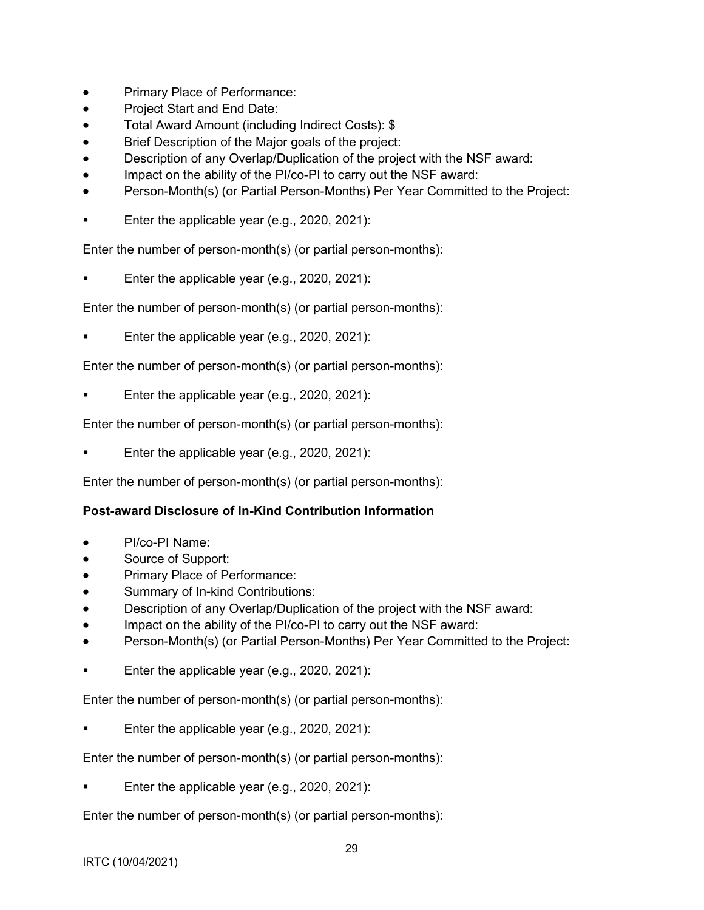- Primary Place of Performance:
- Project Start and End Date:
- Total Award Amount (including Indirect Costs): $
- Brief Description of the Major goals of the project:
- Description of any Overlap/Duplication of the project with the NSF award:
- Impact on the ability of the PI/co-PI to carry out the NSF award:
- Person-Month(s) (or Partial Person-Months) Per Year Committed to the Project:

▪ Enter the applicable year (e.g., 2020, 2021):

Enter the number of person-month(s) (or partial person-months):

▪ Enter the applicable year (e.g., 2020, 2021):

Enter the number of person-month(s) (or partial person-months):

▪ Enter the applicable year (e.g., 2020, 2021):

Enter the number of person-month(s) (or partial person-months):

▪ Enter the applicable year (e.g., 2020, 2021):

Enter the number of person-month(s) (or partial person-months):

▪ Enter the applicable year (e.g., 2020, 2021):

Enter the number of person-month(s) (or partial person-months):

**Post-award Disclosure of In-Kind Contribution Information**

- PI/co-PI Name:
- Source of Support:
- Primary Place of Performance:
- Summary of In-kind Contributions:
- Description of any Overlap/Duplication of the project with the NSF award:
- Impact on the ability of the PI/co-PI to carry out the NSF award:
- Person-Month(s) (or Partial Person-Months) Per Year Committed to the Project:

▪ Enter the applicable year (e.g., 2020, 2021):

Enter the number of person-month(s) (or partial person-months):

▪ Enter the applicable year (e.g., 2020, 2021):

Enter the number of person-month(s) (or partial person-months):

▪ Enter the applicable year (e.g., 2020, 2021):

Enter the number of person-month(s) (or partial person-months):

IRTC (10/04/2021)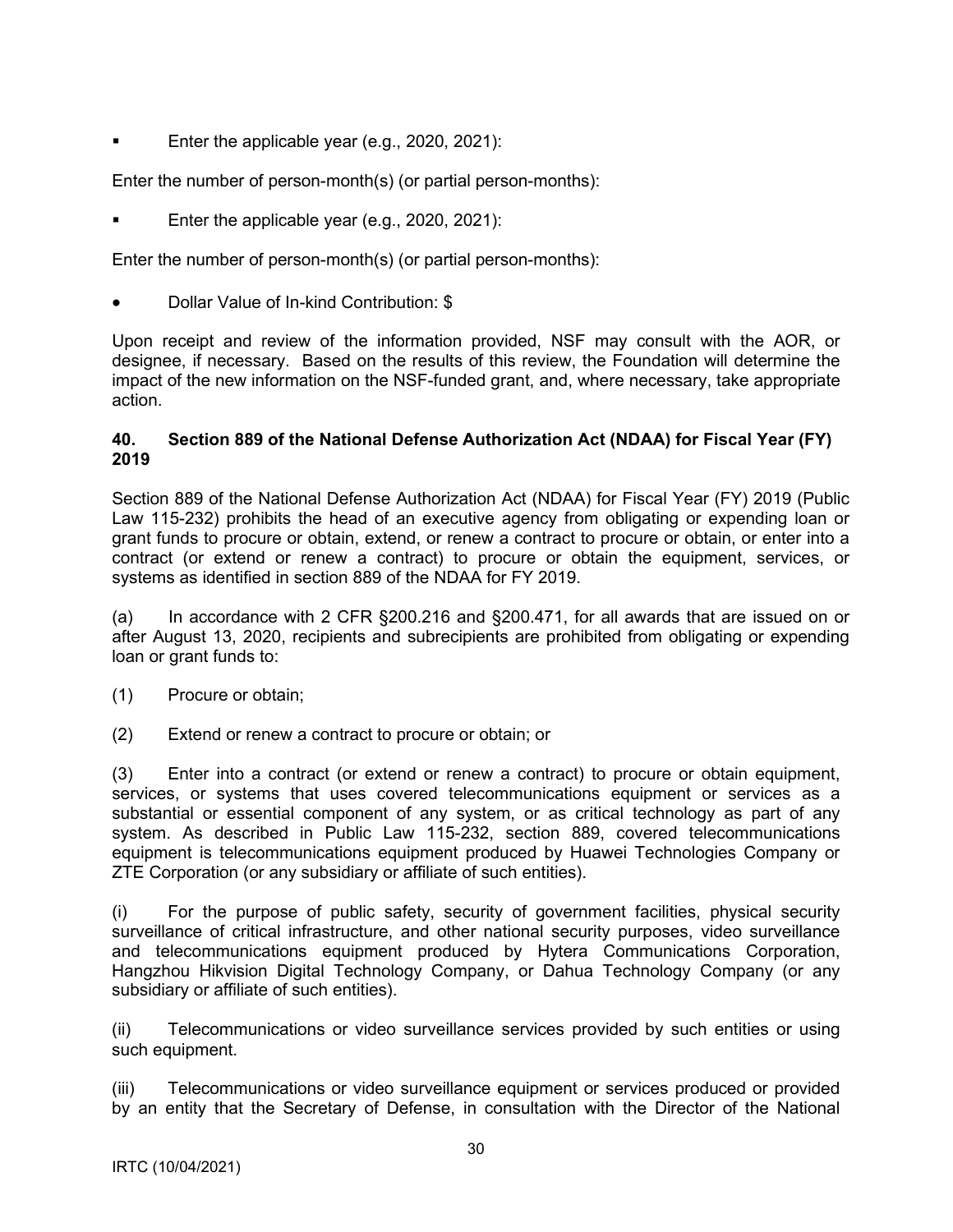- Enter the applicable year (e.g., 2020, 2021):

Enter the number of person-month(s) (or partial person-months):

- Enter the applicable year (e.g., 2020, 2021):

Enter the number of person-month(s) (or partial person-months):

- Dollar Value of In-kind Contribution: $

Upon receipt and review of the information provided, NSF may consult with the AOR, or designee, if necessary. Based on the results of this review, the Foundation will determine the impact of the new information on the NSF-funded grant, and, where necessary, take appropriate action.

**40. Section 889 of the National Defense Authorization Act (NDAA) for Fiscal Year (FY) 2019**

Section 889 of the National Defense Authorization Act (NDAA) for Fiscal Year (FY) 2019 (Public Law 115-232) prohibits the head of an executive agency from obligating or expending loan or grant funds to procure or obtain, extend, or renew a contract to procure or obtain, or enter into a contract (or extend or renew a contract) to procure or obtain the equipment, services, or systems as identified in section 889 of the NDAA for FY 2019.

(a) In accordance with 2 CFR §200.216 and §200.471, for all awards that are issued on or after August 13, 2020, recipients and subrecipients are prohibited from obligating or expending loan or grant funds to:

(1) Procure or obtain;

(2) Extend or renew a contract to procure or obtain; or

(3) Enter into a contract (or extend or renew a contract) to procure or obtain equipment, services, or systems that uses covered telecommunications equipment or services as a substantial or essential component of any system, or as critical technology as part of any system. As described in Public Law 115-232, section 889, covered telecommunications equipment is telecommunications equipment produced by Huawei Technologies Company or ZTE Corporation (or any subsidiary or affiliate of such entities).

(i) For the purpose of public safety, security of government facilities, physical security surveillance of critical infrastructure, and other national security purposes, video surveillance and telecommunications equipment produced by Hytera Communications Corporation, Hangzhou Hikvision Digital Technology Company, or Dahua Technology Company (or any subsidiary or affiliate of such entities).

(ii) Telecommunications or video surveillance services provided by such entities or using such equipment.

(iii) Telecommunications or video surveillance equipment or services produced or provided by an entity that the Secretary of Defense, in consultation with the Director of the National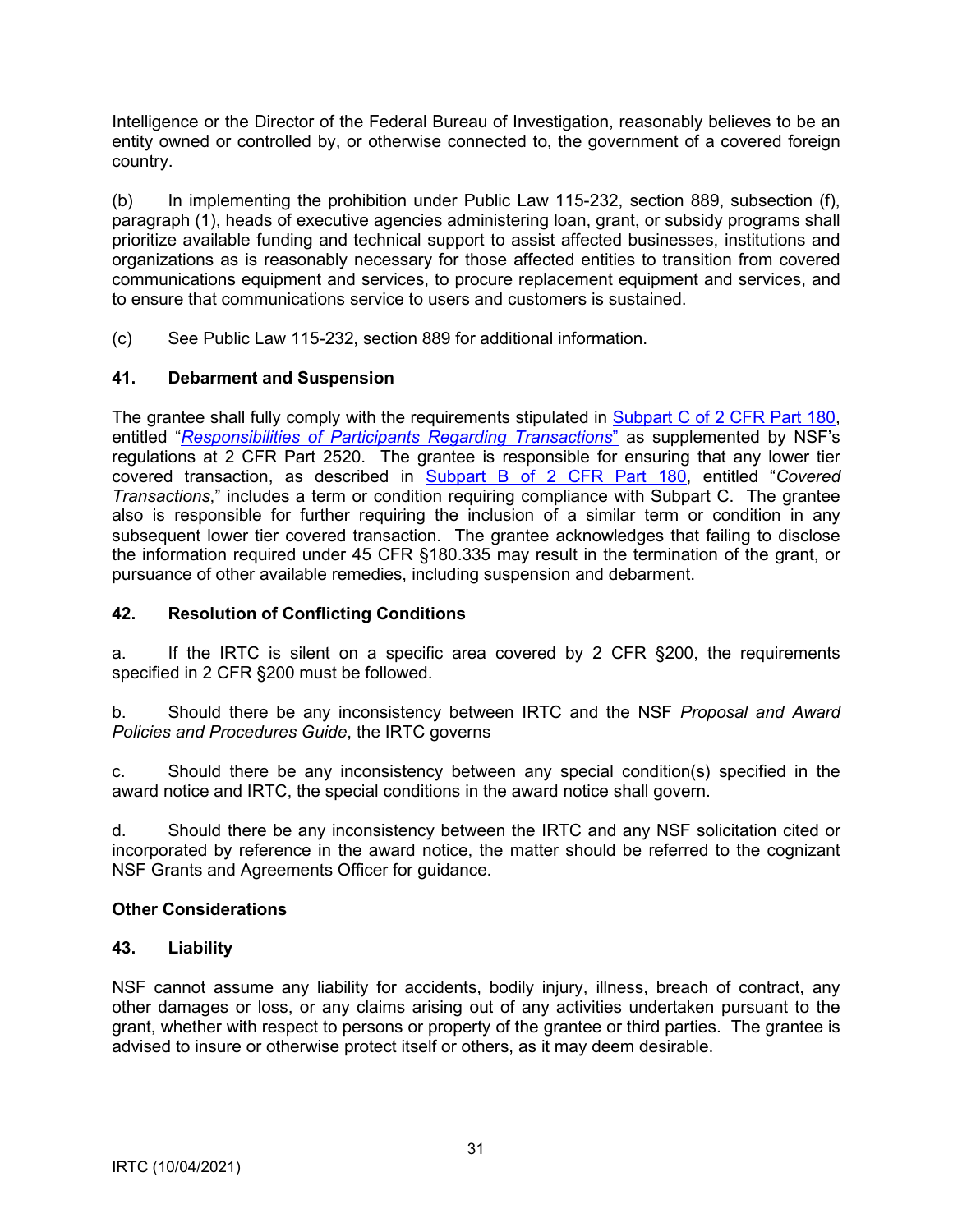Intelligence or the Director of the Federal Bureau of Investigation, reasonably believes to be an entity owned or controlled by, or otherwise connected to, the government of a covered foreign country.

(b) In implementing the prohibition under Public Law 115-232, section 889, subsection (f), paragraph (1), heads of executive agencies administering loan, grant, or subsidy programs shall prioritize available funding and technical support to assist affected businesses, institutions and organizations as is reasonably necessary for those affected entities to transition from covered communications equipment and services, to procure replacement equipment and services, and to ensure that communications service to users and customers is sustained.

(c) See Public Law 115-232, section 889 for additional information.

**41. Debarment and Suspension**

The grantee shall fully comply with the requirements stipulated in Subpart C of 2 CFR Part 180, entitled "*Responsibilities of Participants Regarding Transactions*" as supplemented by NSF's regulations at 2 CFR Part 2520. The grantee is responsible for ensuring that any lower tier covered transaction, as described in Subpart B of 2 CFR Part 180, entitled "*Covered Transactions*," includes a term or condition requiring compliance with Subpart C. The grantee also is responsible for further requiring the inclusion of a similar term or condition in any subsequent lower tier covered transaction. The grantee acknowledges that failing to disclose the information required under 45 CFR §180.335 may result in the termination of the grant, or pursuance of other available remedies, including suspension and debarment.

**42. Resolution of Conflicting Conditions**

a. If the IRTC is silent on a specific area covered by 2 CFR §200, the requirements specified in 2 CFR §200 must be followed.

b. Should there be any inconsistency between IRTC and the NSF *Proposal and Award Policies and Procedures Guide*, the IRTC governs

c. Should there be any inconsistency between any special condition(s) specified in the award notice and IRTC, the special conditions in the award notice shall govern.

d. Should there be any inconsistency between the IRTC and any NSF solicitation cited or incorporated by reference in the award notice, the matter should be referred to the cognizant NSF Grants and Agreements Officer for guidance.

**Other Considerations**

**43. Liability**

NSF cannot assume any liability for accidents, bodily injury, illness, breach of contract, any other damages or loss, or any claims arising out of any activities undertaken pursuant to the grant, whether with respect to persons or property of the grantee or third parties. The grantee is advised to insure or otherwise protect itself or others, as it may deem desirable.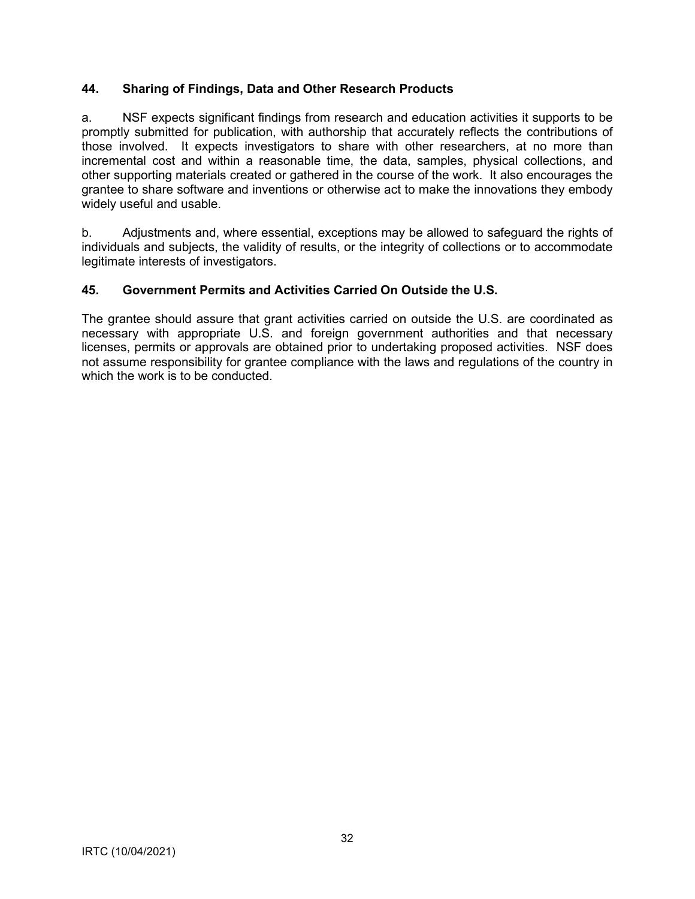### 44. Sharing of Findings, Data and Other Research Products

a. NSF expects significant findings from research and education activities it supports to be promptly submitted for publication, with authorship that accurately reflects the contributions of those involved. It expects investigators to share with other researchers, at no more than incremental cost and within a reasonable time, the data, samples, physical collections, and other supporting materials created or gathered in the course of the work. It also encourages the grantee to share software and inventions or otherwise act to make the innovations they embody widely useful and usable.

b. Adjustments and, where essential, exceptions may be allowed to safeguard the rights of individuals and subjects, the validity of results, or the integrity of collections or to accommodate legitimate interests of investigators.

### 45. Government Permits and Activities Carried On Outside the U.S.

The grantee should assure that grant activities carried on outside the U.S. are coordinated as necessary with appropriate U.S. and foreign government authorities and that necessary licenses, permits or approvals are obtained prior to undertaking proposed activities. NSF does not assume responsibility for grantee compliance with the laws and regulations of the country in which the work is to be conducted.